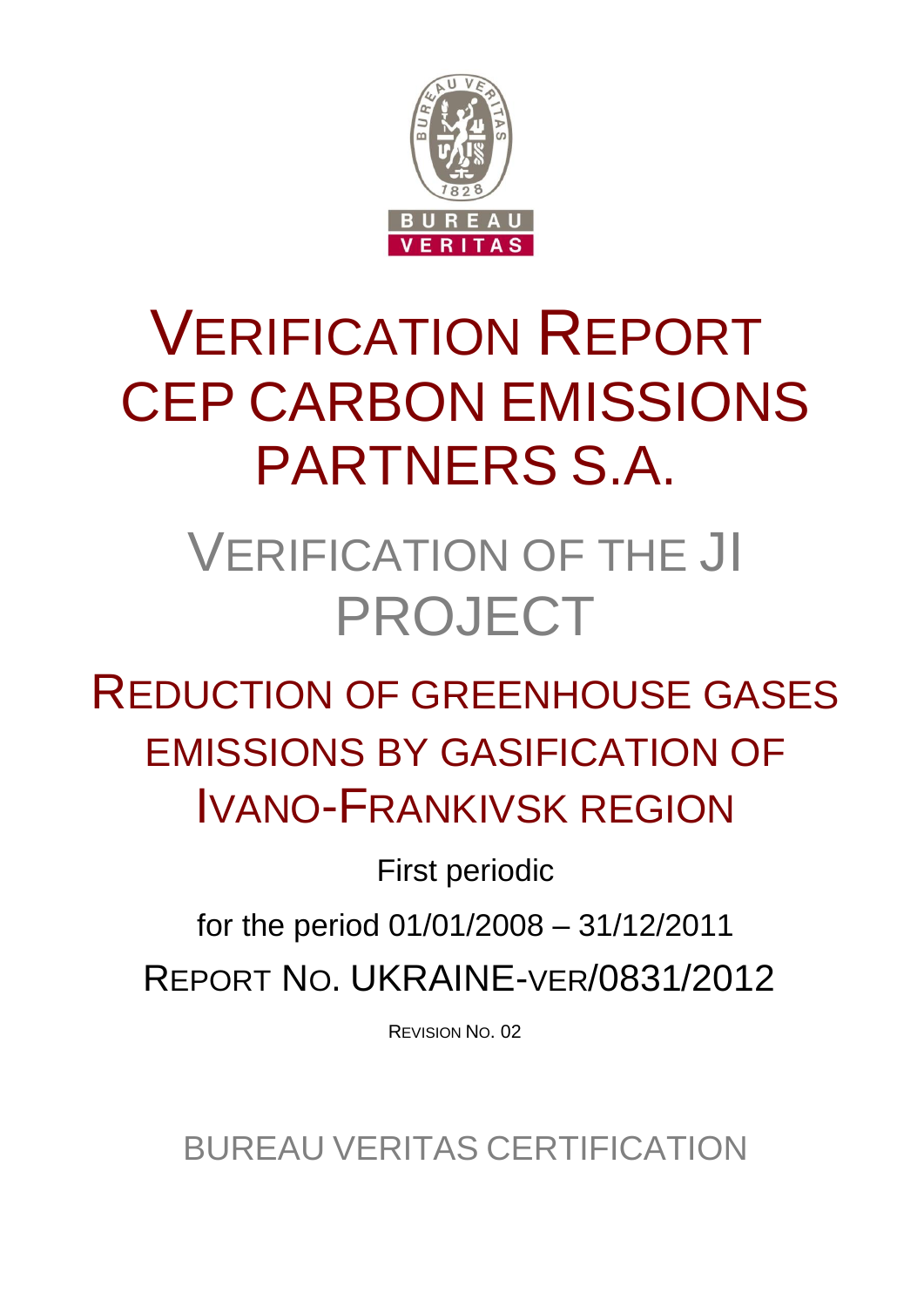# VERIFICATION REPORT CEP CARBON EMISSIONS PARTNERS S.A.

## VERIFICATION OF THE JI PROJECT

## REDUCTION OF GREENHOUSE GASES EMISSIONS BY GASIFICATION OF IVANO-FRANKIVSK REGION

First periodic

for the period 01/01/2008 – 31/12/2011

REPORT NO. UKRAINE-VER/0831/2012

REVISION NO. 02

BUREAU VERITAS CERTIFICATION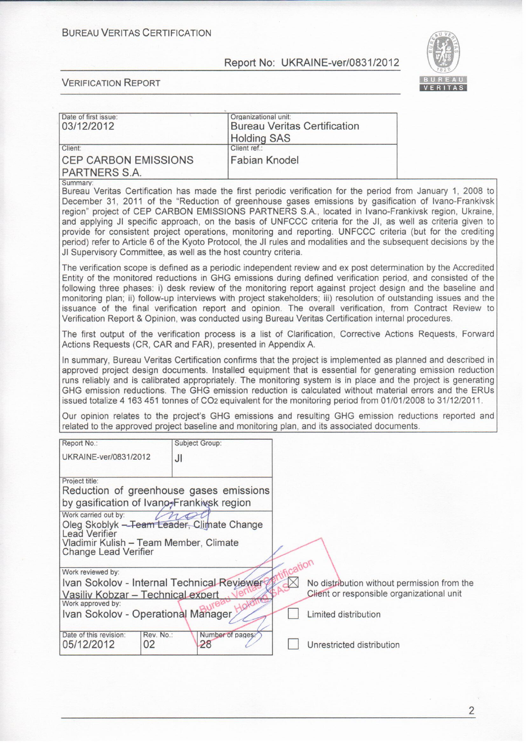BUREAU VERITAS CERTIFICATION

Report No: UKRAINE-ver/0831/2012

VERIFICATION REPORT

| Date of first issue: 03/12/2012 | Organizational unit: Bureau Veritas Certification Holding SAS |
|---|---|
| Client: CEP CARBON EMISSIONS PARTNERS S.A. | Client ref.: Fabian Knodel |

Summary:

Bureau Veritas Certification has made the first periodic verification for the period from January 1, 2008 to December 31, 2011 of the "Reduction of greenhouse gases emissions by gasification of Ivano-Frankivsk region" project of CEP CARBON EMISSIONS PARTNERS S.A., located in Ivano-Frankivsk region, Ukraine, and applying JI specific approach, on the basis of UNFCCC criteria for the JI, as well as criteria given to provide for consistent project operations, monitoring and reporting. UNFCCC criteria (but for the crediting period) refer to Article 6 of the Kyoto Protocol, the JI rules and modalities and the subsequent decisions by the JI Supervisory Committee, as well as the host country criteria.

The verification scope is defined as a periodic independent review and ex post determination by the Accredited Entity of the monitored reductions in GHG emissions during defined verification period, and consisted of the following three phases: i) desk review of the monitoring report against project design and the baseline and monitoring plan; ii) follow-up interviews with project stakeholders; iii) resolution of outstanding issues and the issuance of the final verification report and opinion. The overall verification, from Contract Review to Verification Report & Opinion, was conducted using Bureau Veritas Certification internal procedures.

The first output of the verification process is a list of Clarification, Corrective Actions Requests, Forward Actions Requests (CR, CAR and FAR), presented in Appendix A.

In summary, Bureau Veritas Certification confirms that the project is implemented as planned and described in approved project design documents. Installed equipment that is essential for generating emission reduction runs reliably and is calibrated appropriately. The monitoring system is in place and the project is generating GHG emission reductions. The GHG emission reduction is calculated without material errors and the ERUs issued totalize 4 163 451 tonnes of $CO_2$ equivalent for the monitoring period from 01/01/2008 to 31/12/2011.

Our opinion relates to the project's GHG emissions and resulting GHG emission reductions reported and related to the approved project baseline and monitoring plan, and its associated documents.

| Report No.: UKRAINE-ver/0831/2012 | Subject Group: JI | |
|---|---|---|
| Project title: Reduction of greenhouse gases emissions by gasification of Ivano-Frankivsk region | | |
| Work carried out by: Oleg Skoblyk – Team Leader, Climate Change Lead Verifier; Vladimir Kulish – Team Member, Climate Change Lead Verifier | | |
| Work reviewed by: Ivan Sokolov - Internal Technical Reviewer; Vasiliy Kobzar – Technical expert | | |
| Work approved by: Ivan Sokolov - Operational Manager | | |
| Date of this revision: 05/12/2012 | Rev. No.: 02 | Number of pages: 28 |

- ☒ No distribution without permission from the Client or responsible organizational unit
- ☐ Limited distribution
- ☐ Unrestricted distribution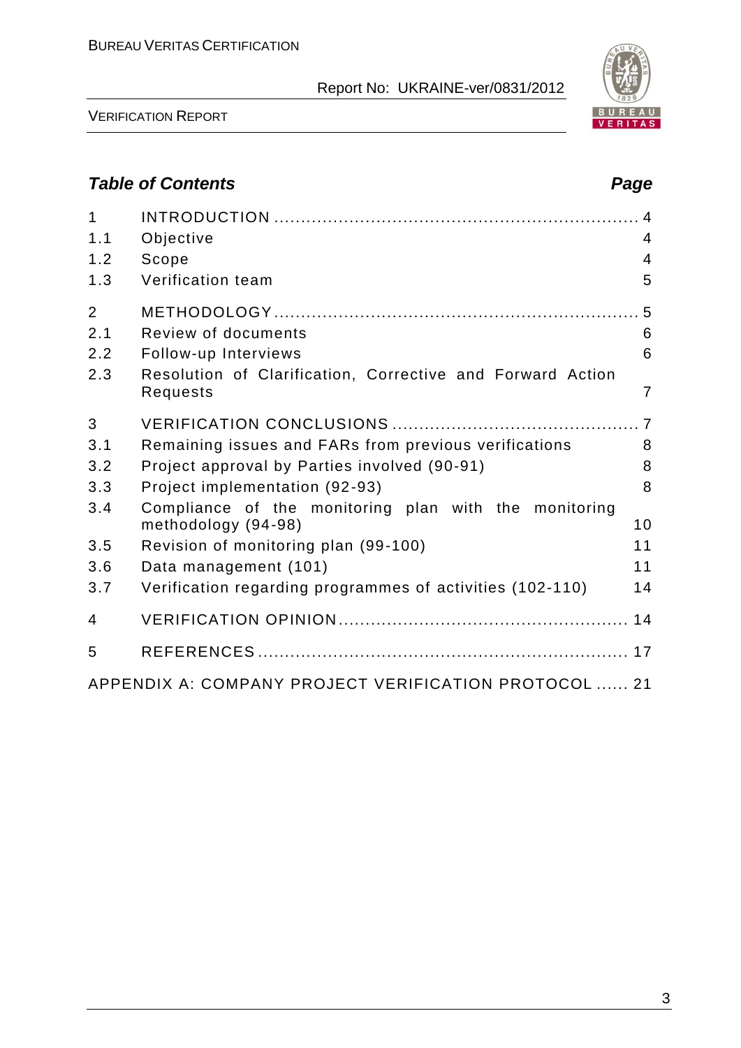## *Table of Contents* *Page*

| | | |
|---|---|---|
| 1 | INTRODUCTION | 4 |
| 1.1 | Objective | 4 |
| 1.2 | Scope | 4 |
| 1.3 | Verification team | 5 |
| 2 | METHODOLOGY | 5 |
| 2.1 | Review of documents | 6 |
| 2.2 | Follow-up Interviews | 6 |
| 2.3 | Resolution of Clarification, Corrective and Forward Action Requests | 7 |
| 3 | VERIFICATION CONCLUSIONS | 7 |
| 3.1 | Remaining issues and FARs from previous verifications | 8 |
| 3.2 | Project approval by Parties involved (90-91) | 8 |
| 3.3 | Project implementation (92-93) | 8 |
| 3.4 | Compliance of the monitoring plan with the monitoring methodology (94-98) | 10 |
| 3.5 | Revision of monitoring plan (99-100) | 11 |
| 3.6 | Data management (101) | 11 |
| 3.7 | Verification regarding programmes of activities (102-110) | 14 |
| 4 | VERIFICATION OPINION | 14 |
| 5 | REFERENCES | 17 |
| | APPENDIX A: COMPANY PROJECT VERIFICATION PROTOCOL | 21 |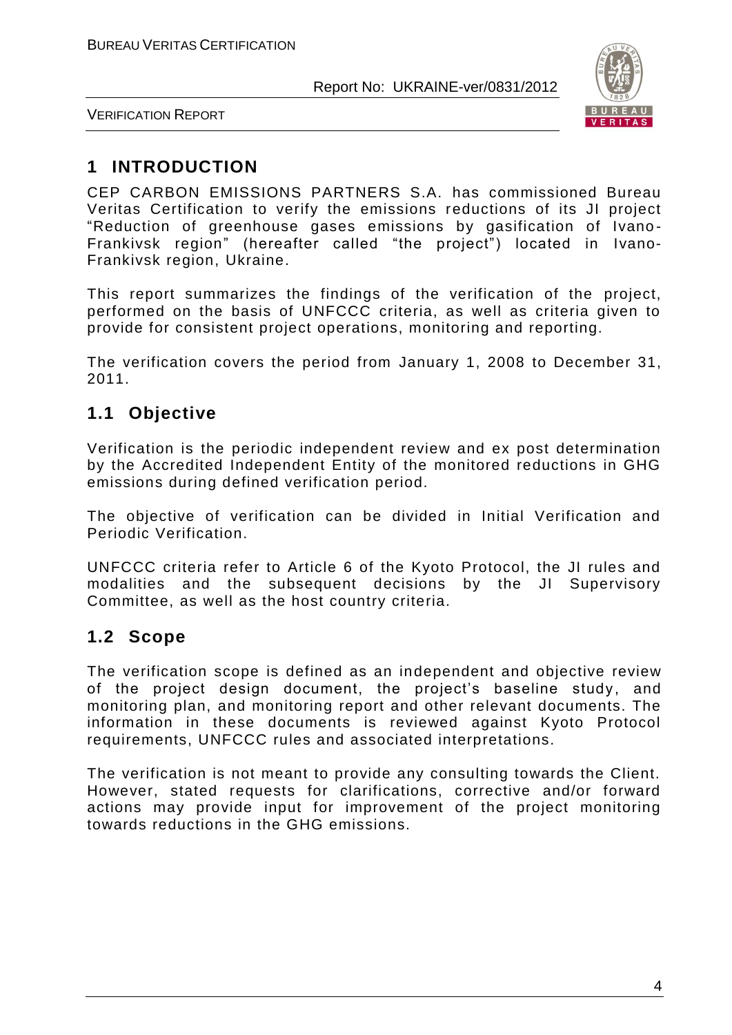# 1 INTRODUCTION

CEP CARBON EMISSIONS PARTNERS S.A. has commissioned Bureau Veritas Certification to verify the emissions reductions of its JI project "Reduction of greenhouse gases emissions by gasification of Ivano-Frankivsk region" (hereafter called "the project") located in Ivano-Frankivsk region, Ukraine.

This report summarizes the findings of the verification of the project, performed on the basis of UNFCCC criteria, as well as criteria given to provide for consistent project operations, monitoring and reporting.

The verification covers the period from January 1, 2008 to December 31, 2011.

## 1.1 Objective

Verification is the periodic independent review and ex post determination by the Accredited Independent Entity of the monitored reductions in GHG emissions during defined verification period.

The objective of verification can be divided in Initial Verification and Periodic Verification.

UNFCCC criteria refer to Article 6 of the Kyoto Protocol, the JI rules and modalities and the subsequent decisions by the JI Supervisory Committee, as well as the host country criteria.

## 1.2 Scope

The verification scope is defined as an independent and objective review of the project design document, the project's baseline study, and monitoring plan, and monitoring report and other relevant documents. The information in these documents is reviewed against Kyoto Protocol requirements, UNFCCC rules and associated interpretations.

The verification is not meant to provide any consulting towards the Client. However, stated requests for clarifications, corrective and/or forward actions may provide input for improvement of the project monitoring towards reductions in the GHG emissions.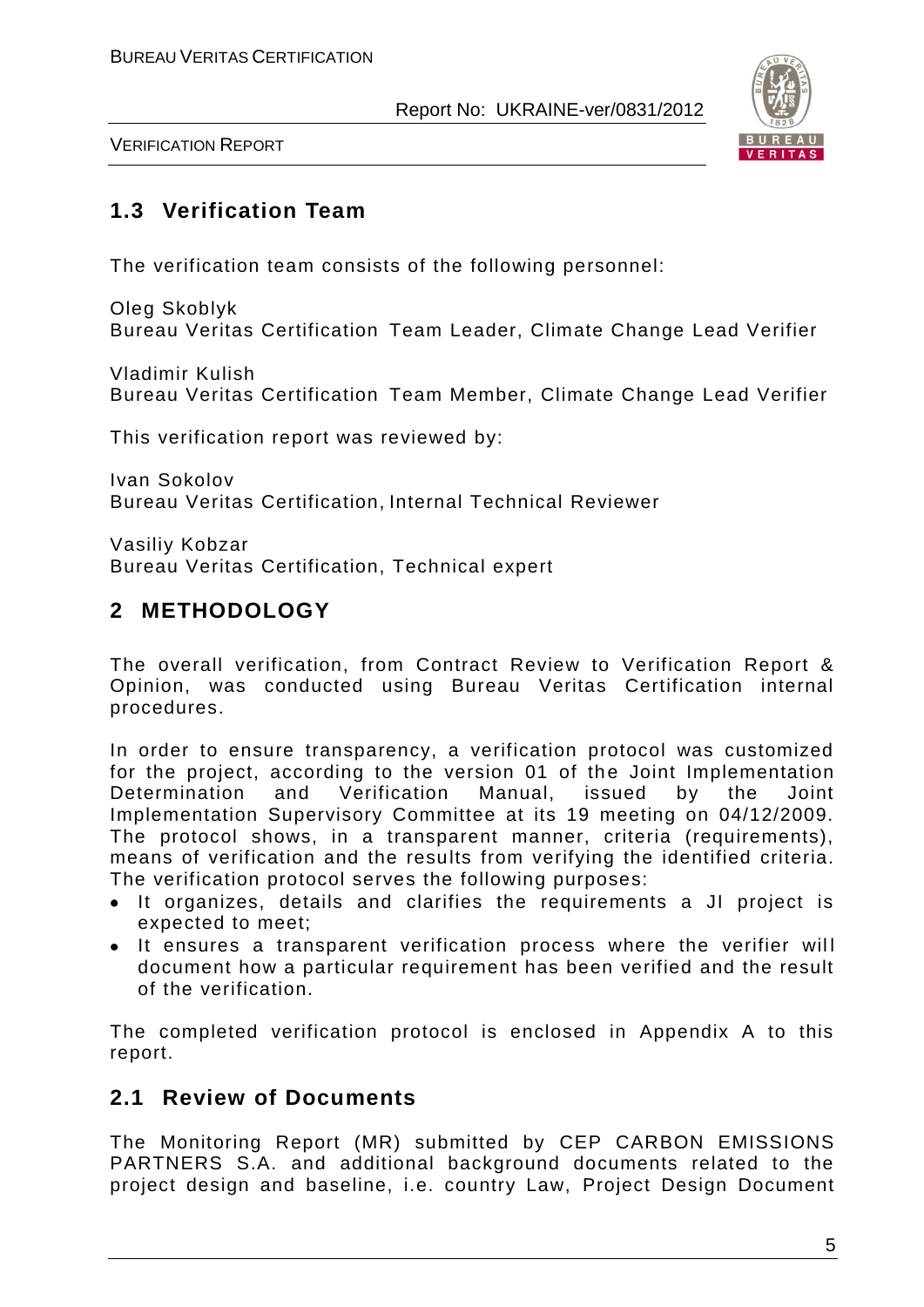## 1.3 Verification Team

The verification team consists of the following personnel:

Oleg Skoblyk
Bureau Veritas Certification Team Leader, Climate Change Lead Verifier

Vladimir Kulish
Bureau Veritas Certification Team Member, Climate Change Lead Verifier

This verification report was reviewed by:

Ivan Sokolov
Bureau Veritas Certification, Internal Technical Reviewer

Vasiliy Kobzar
Bureau Veritas Certification, Technical expert

# 2 METHODOLOGY

The overall verification, from Contract Review to Verification Report & Opinion, was conducted using Bureau Veritas Certification internal procedures.

In order to ensure transparency, a verification protocol was customized for the project, according to the version 01 of the Joint Implementation Determination and Verification Manual, issued by the Joint Implementation Supervisory Committee at its 19 meeting on 04/12/2009. The protocol shows, in a transparent manner, criteria (requirements), means of verification and the results from verifying the identified criteria. The verification protocol serves the following purposes:

- It organizes, details and clarifies the requirements a JI project is expected to meet;
- It ensures a transparent verification process where the verifier will document how a particular requirement has been verified and the result of the verification.

The completed verification protocol is enclosed in Appendix A to this report.

## 2.1 Review of Documents

The Monitoring Report (MR) submitted by CEP CARBON EMISSIONS PARTNERS S.A. and additional background documents related to the project design and baseline, i.e. country Law, Project Design Document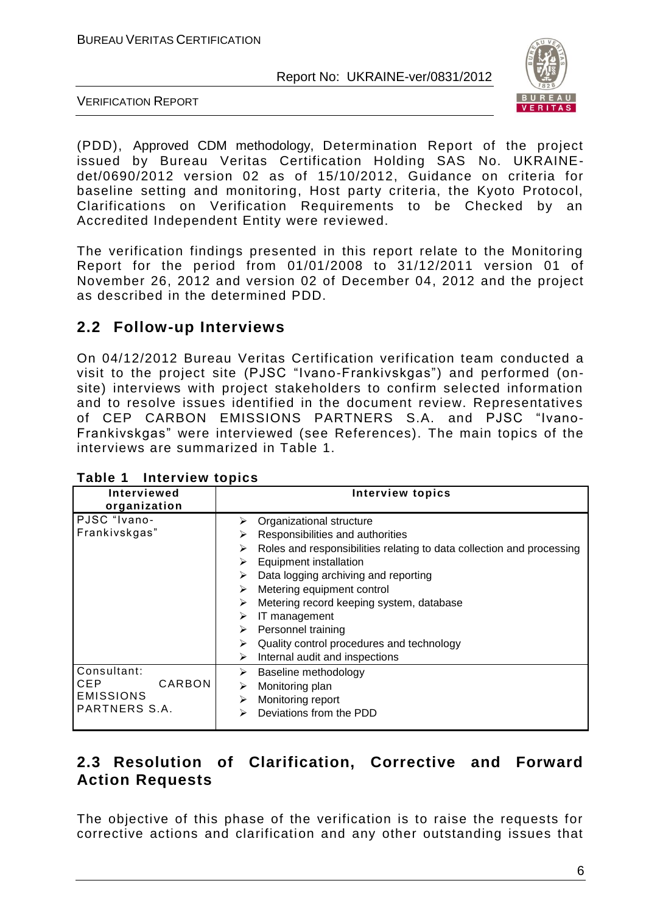(PDD), Approved CDM methodology, Determination Report of the project issued by Bureau Veritas Certification Holding SAS No. UKRAINE-det/0690/2012 version 02 as of 15/10/2012, Guidance on criteria for baseline setting and monitoring, Host party criteria, the Kyoto Protocol, Clarifications on Verification Requirements to be Checked by an Accredited Independent Entity were reviewed.

The verification findings presented in this report relate to the Monitoring Report for the period from 01/01/2008 to 31/12/2011 version 01 of November 26, 2012 and version 02 of December 04, 2012 and the project as described in the determined PDD.

## 2.2 Follow-up Interviews

On 04/12/2012 Bureau Veritas Certification verification team conducted a visit to the project site (PJSC "Ivano-Frankivskgas") and performed (on-site) interviews with project stakeholders to confirm selected information and to resolve issues identified in the document review. Representatives of CEP CARBON EMISSIONS PARTNERS S.A. and PJSC "Ivano-Frankivskgas" were interviewed (see References). The main topics of the interviews are summarized in Table 1.

**Table 1 Interview topics**

| Interviewed organization | Interview topics |
|---|---|
| PJSC "Ivano-Frankivskgas" | ➢ Organizational structure<br>➢ Responsibilities and authorities<br>➢ Roles and responsibilities relating to data collection and processing<br>➢ Equipment installation<br>➢ Data logging archiving and reporting<br>➢ Metering equipment control<br>➢ Metering record keeping system, database<br>➢ IT management<br>➢ Personnel training<br>➢ Quality control procedures and technology<br>➢ Internal audit and inspections |
| Consultant: CEP CARBON EMISSIONS PARTNERS S.A. | ➢ Baseline methodology<br>➢ Monitoring plan<br>➢ Monitoring report<br>➢ Deviations from the PDD |

## 2.3 Resolution of Clarification, Corrective and Forward Action Requests

The objective of this phase of the verification is to raise the requests for corrective actions and clarification and any other outstanding issues that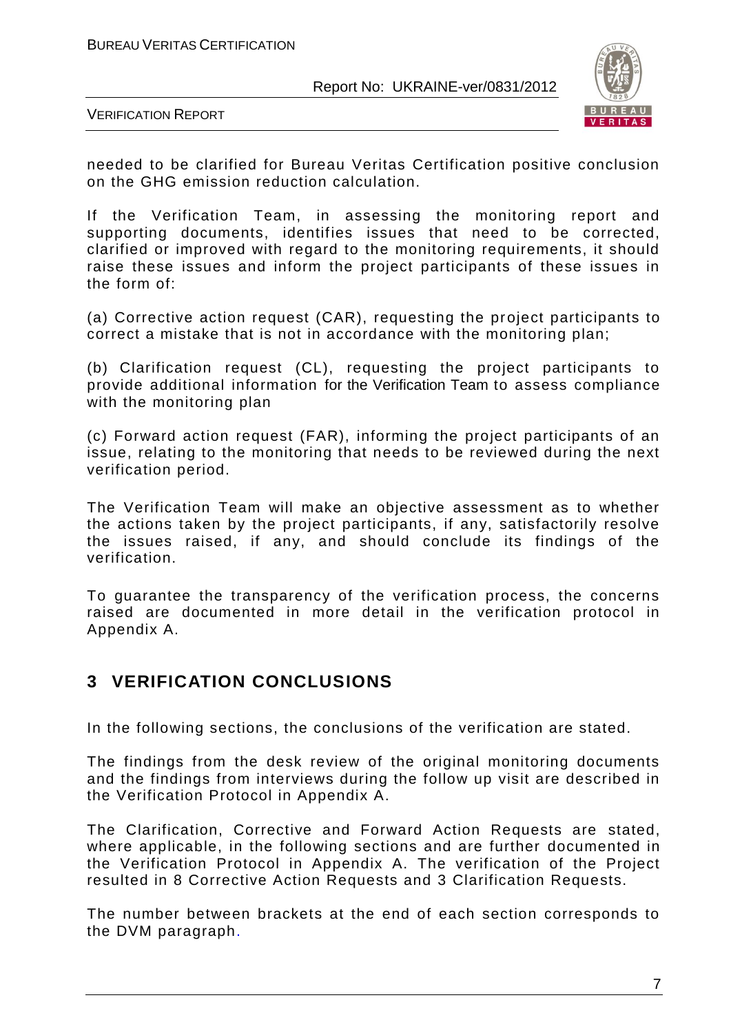needed to be clarified for Bureau Veritas Certification positive conclusion on the GHG emission reduction calculation.

If the Verification Team, in assessing the monitoring report and supporting documents, identifies issues that need to be corrected, clarified or improved with regard to the monitoring requirements, it should raise these issues and inform the project participants of these issues in the form of:

(a) Corrective action request (CAR), requesting the project participants to correct a mistake that is not in accordance with the monitoring plan;

(b) Clarification request (CL), requesting the project participants to provide additional information for the Verification Team to assess compliance with the monitoring plan

(c) Forward action request (FAR), informing the project participants of an issue, relating to the monitoring that needs to be reviewed during the next verification period.

The Verification Team will make an objective assessment as to whether the actions taken by the project participants, if any, satisfactorily resolve the issues raised, if any, and should conclude its findings of the verification.

To guarantee the transparency of the verification process, the concerns raised are documented in more detail in the verification protocol in Appendix A.

# 3 VERIFICATION CONCLUSIONS

In the following sections, the conclusions of the verification are stated.

The findings from the desk review of the original monitoring documents and the findings from interviews during the follow up visit are described in the Verification Protocol in Appendix A.

The Clarification, Corrective and Forward Action Requests are stated, where applicable, in the following sections and are further documented in the Verification Protocol in Appendix A. The verification of the Project resulted in 8 Corrective Action Requests and 3 Clarification Requests.

The number between brackets at the end of each section corresponds to the DVM paragraph.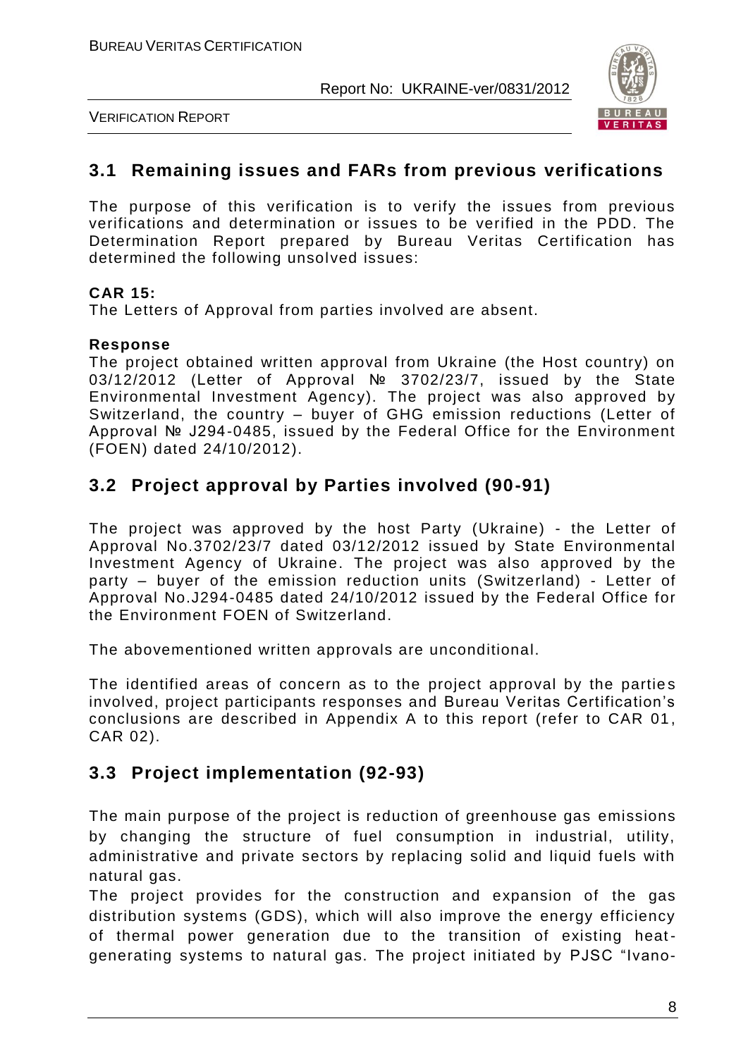## 3.1 Remaining issues and FARs from previous verifications

The purpose of this verification is to verify the issues from previous verifications and determination or issues to be verified in the PDD. The Determination Report prepared by Bureau Veritas Certification has determined the following unsolved issues:

**CAR 15:**
The Letters of Approval from parties involved are absent.

**Response**
The project obtained written approval from Ukraine (the Host country) on 03/12/2012 (Letter of Approval № 3702/23/7, issued by the State Environmental Investment Agency). The project was also approved by Switzerland, the country – buyer of GHG emission reductions (Letter of Approval № J294-0485, issued by the Federal Office for the Environment (FOEN) dated 24/10/2012).

## 3.2 Project approval by Parties involved (90-91)

The project was approved by the host Party (Ukraine) - the Letter of Approval No.3702/23/7 dated 03/12/2012 issued by State Environmental Investment Agency of Ukraine. The project was also approved by the party – buyer of the emission reduction units (Switzerland) - Letter of Approval No.J294-0485 dated 24/10/2012 issued by the Federal Office for the Environment FOEN of Switzerland.

The abovementioned written approvals are unconditional.

The identified areas of concern as to the project approval by the parties involved, project participants responses and Bureau Veritas Certification's conclusions are described in Appendix A to this report (refer to CAR 01, CAR 02).

## 3.3 Project implementation (92-93)

The main purpose of the project is reduction of greenhouse gas emissions by changing the structure of fuel consumption in industrial, utility, administrative and private sectors by replacing solid and liquid fuels with natural gas.

The project provides for the construction and expansion of the gas distribution systems (GDS), which will also improve the energy efficiency of thermal power generation due to the transition of existing heat-generating systems to natural gas. The project initiated by PJSC "Ivano-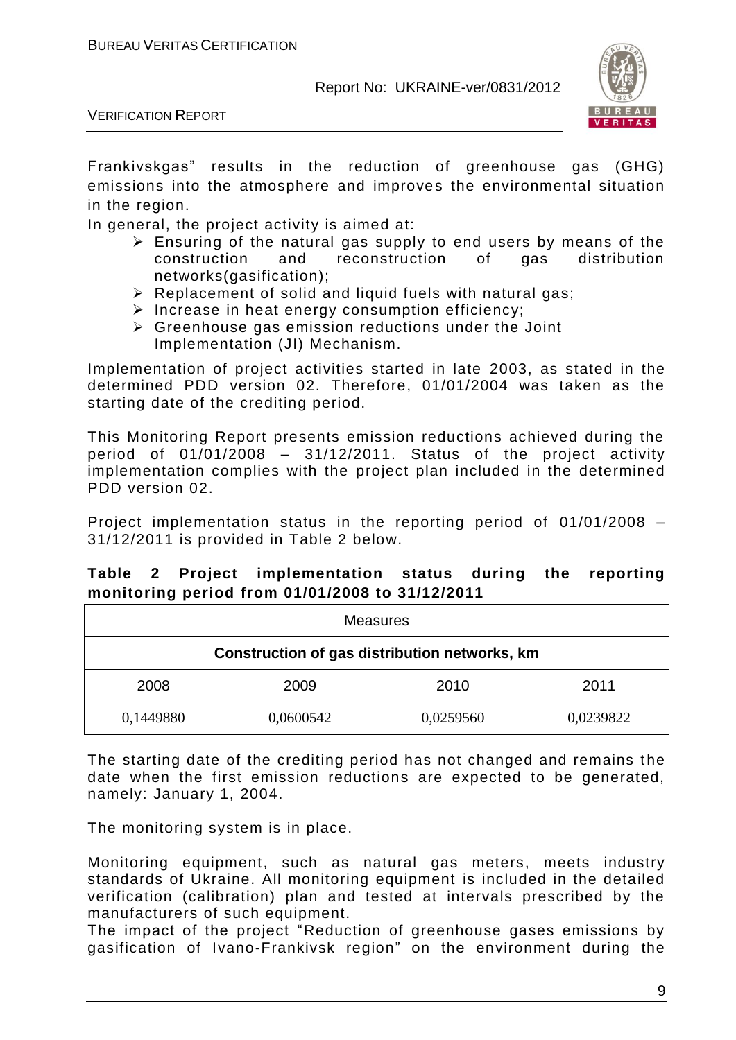Frankivskgas" results in the reduction of greenhouse gas (GHG) emissions into the atmosphere and improves the environmental situation in the region.

In general, the project activity is aimed at:

- Ensuring of the natural gas supply to end users by means of the construction and reconstruction of gas distribution networks(gasification);
- Replacement of solid and liquid fuels with natural gas;
- Increase in heat energy consumption efficiency;
- Greenhouse gas emission reductions under the Joint Implementation (JI) Mechanism.

Implementation of project activities started in late 2003, as stated in the determined PDD version 02. Therefore, 01/01/2004 was taken as the starting date of the crediting period.

This Monitoring Report presents emission reductions achieved during the period of 01/01/2008 – 31/12/2011. Status of the project activity implementation complies with the project plan included in the determined PDD version 02.

Project implementation status in the reporting period of 01/01/2008 – 31/12/2011 is provided in Table 2 below.

**Table 2 Project implementation status during the reporting monitoring period from 01/01/2008 to 31/12/2011**

| Measures | | | |
|---|---|---|---|
| **Construction of gas distribution networks, km** | | | |
| 2008 | 2009 | 2010 | 2011 |
| 0,1449880 | 0,0600542 | 0,0259560 | 0,0239822 |

The starting date of the crediting period has not changed and remains the date when the first emission reductions are expected to be generated, namely: January 1, 2004.

The monitoring system is in place.

Monitoring equipment, such as natural gas meters, meets industry standards of Ukraine. All monitoring equipment is included in the detailed verification (calibration) plan and tested at intervals prescribed by the manufacturers of such equipment.

The impact of the project "Reduction of greenhouse gases emissions by gasification of Ivano-Frankivsk region" on the environment during the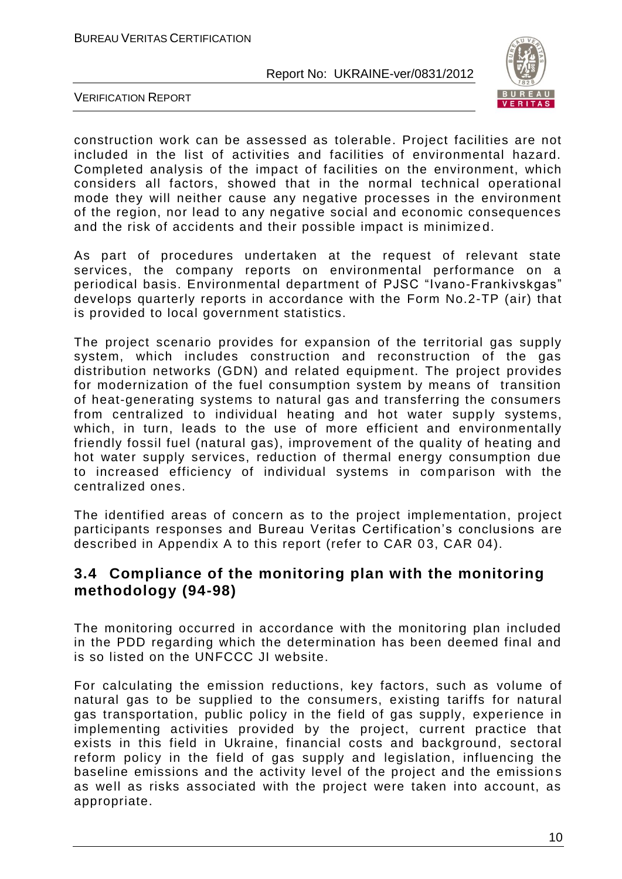construction work can be assessed as tolerable. Project facilities are not included in the list of activities and facilities of environmental hazard. Completed analysis of the impact of facilities on the environment, which considers all factors, showed that in the normal technical operational mode they will neither cause any negative processes in the environment of the region, nor lead to any negative social and economic consequences and the risk of accidents and their possible impact is minimized.

As part of procedures undertaken at the request of relevant state services, the company reports on environmental performance on a periodical basis. Environmental department of PJSC "Ivano-Frankivskgas" develops quarterly reports in accordance with the Form No.2-TP (air) that is provided to local government statistics.

The project scenario provides for expansion of the territorial gas supply system, which includes construction and reconstruction of the gas distribution networks (GDN) and related equipment. The project provides for modernization of the fuel consumption system by means of transition of heat-generating systems to natural gas and transferring the consumers from centralized to individual heating and hot water supply systems, which, in turn, leads to the use of more efficient and environmentally friendly fossil fuel (natural gas), improvement of the quality of heating and hot water supply services, reduction of thermal energy consumption due to increased efficiency of individual systems in comparison with the centralized ones.

The identified areas of concern as to the project implementation, project participants responses and Bureau Veritas Certification's conclusions are described in Appendix A to this report (refer to CAR 03, CAR 04).

## 3.4 Compliance of the monitoring plan with the monitoring methodology (94-98)

The monitoring occurred in accordance with the monitoring plan included in the PDD regarding which the determination has been deemed final and is so listed on the UNFCCC JI website.

For calculating the emission reductions, key factors, such as volume of natural gas to be supplied to the consumers, existing tariffs for natural gas transportation, public policy in the field of gas supply, experience in implementing activities provided by the project, current practice that exists in this field in Ukraine, financial costs and background, sectoral reform policy in the field of gas supply and legislation, influencing the baseline emissions and the activity level of the project and the emissions as well as risks associated with the project were taken into account, as appropriate.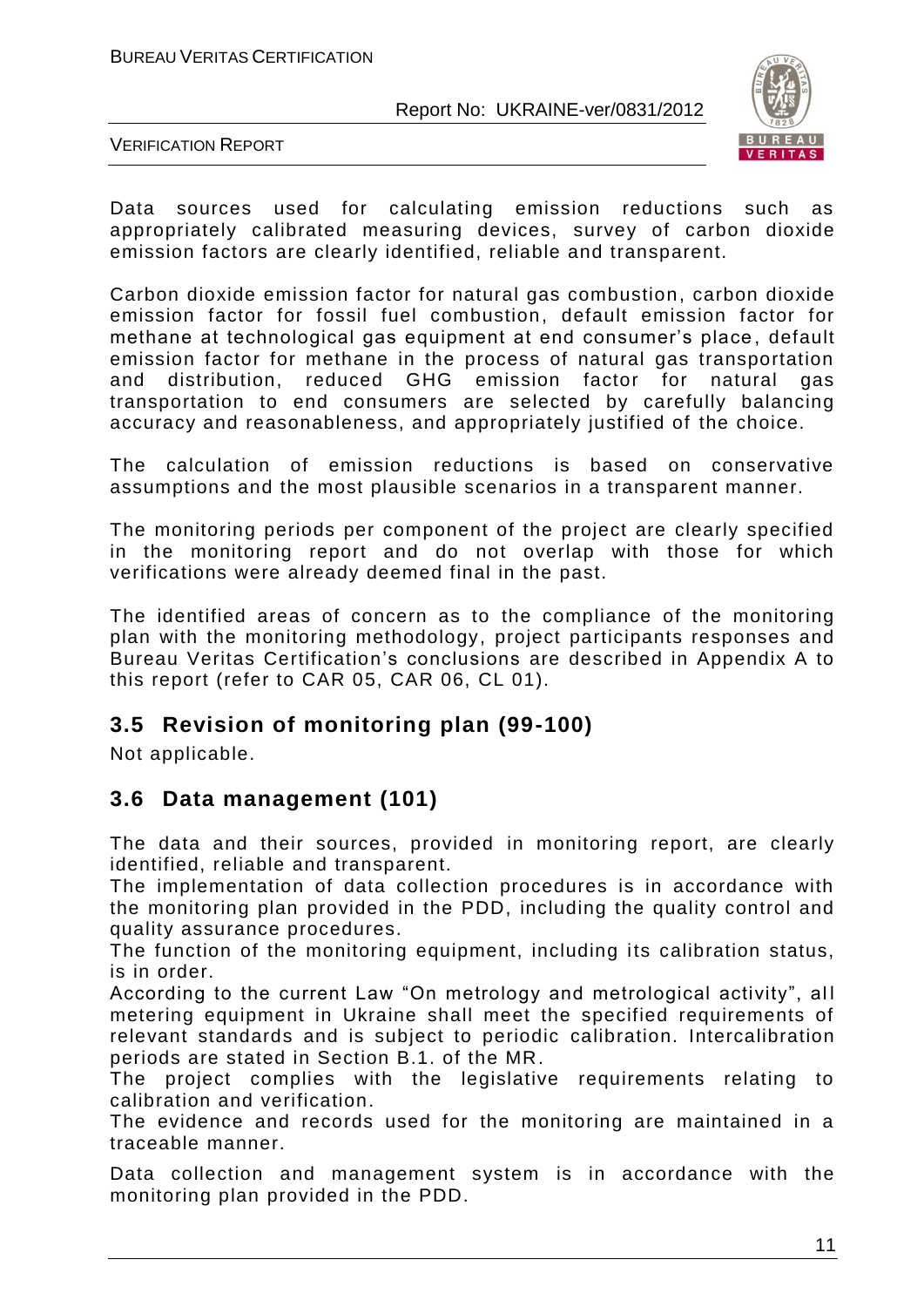Data sources used for calculating emission reductions such as appropriately calibrated measuring devices, survey of carbon dioxide emission factors are clearly identified, reliable and transparent.

Carbon dioxide emission factor for natural gas combustion, carbon dioxide emission factor for fossil fuel combustion, default emission factor for methane at technological gas equipment at end consumer's place, default emission factor for methane in the process of natural gas transportation and distribution, reduced GHG emission factor for natural gas transportation to end consumers are selected by carefully balancing accuracy and reasonableness, and appropriately justified of the choice.

The calculation of emission reductions is based on conservative assumptions and the most plausible scenarios in a transparent manner.

The monitoring periods per component of the project are clearly specified in the monitoring report and do not overlap with those for which verifications were already deemed final in the past.

The identified areas of concern as to the compliance of the monitoring plan with the monitoring methodology, project participants responses and Bureau Veritas Certification's conclusions are described in Appendix A to this report (refer to CAR 05, CAR 06, CL 01).

## 3.5 Revision of monitoring plan (99-100)

Not applicable.

## 3.6 Data management (101)

The data and their sources, provided in monitoring report, are clearly identified, reliable and transparent.
The implementation of data collection procedures is in accordance with the monitoring plan provided in the PDD, including the quality control and quality assurance procedures.
The function of the monitoring equipment, including its calibration status, is in order.
According to the current Law "On metrology and metrological activity", all metering equipment in Ukraine shall meet the specified requirements of relevant standards and is subject to periodic calibration. Intercalibration periods are stated in Section B.1. of the MR.
The project complies with the legislative requirements relating to calibration and verification.
The evidence and records used for the monitoring are maintained in a traceable manner.

Data collection and management system is in accordance with the monitoring plan provided in the PDD.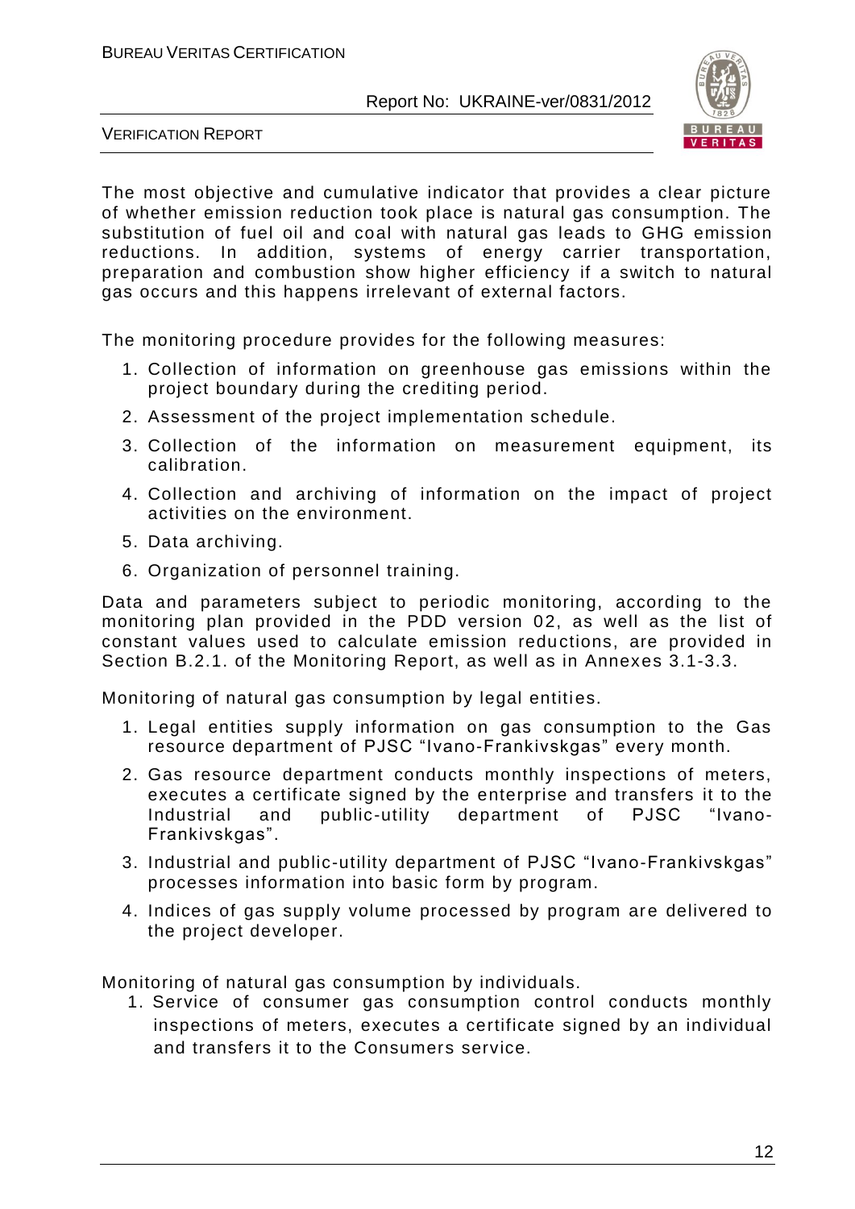The most objective and cumulative indicator that provides a clear picture of whether emission reduction took place is natural gas consumption. The substitution of fuel oil and coal with natural gas leads to GHG emission reductions. In addition, systems of energy carrier transportation, preparation and combustion show higher efficiency if a switch to natural gas occurs and this happens irrelevant of external factors.

The monitoring procedure provides for the following measures:

1. Collection of information on greenhouse gas emissions within the project boundary during the crediting period.
2. Assessment of the project implementation schedule.
3. Collection of the information on measurement equipment, its calibration.
4. Collection and archiving of information on the impact of project activities on the environment.
5. Data archiving.
6. Organization of personnel training.

Data and parameters subject to periodic monitoring, according to the monitoring plan provided in the PDD version 02, as well as the list of constant values used to calculate emission reductions, are provided in Section B.2.1. of the Monitoring Report, as well as in Annexes 3.1-3.3.

Monitoring of natural gas consumption by legal entities.

1. Legal entities supply information on gas consumption to the Gas resource department of PJSC "Ivano-Frankivskgas" every month.
2. Gas resource department conducts monthly inspections of meters, executes a certificate signed by the enterprise and transfers it to the Industrial and public-utility department of PJSC "Ivano-Frankivskgas".
3. Industrial and public-utility department of PJSC "Ivano-Frankivskgas" processes information into basic form by program.
4. Indices of gas supply volume processed by program are delivered to the project developer.

Monitoring of natural gas consumption by individuals.

1. Service of consumer gas consumption control conducts monthly inspections of meters, executes a certificate signed by an individual and transfers it to the Consumers service.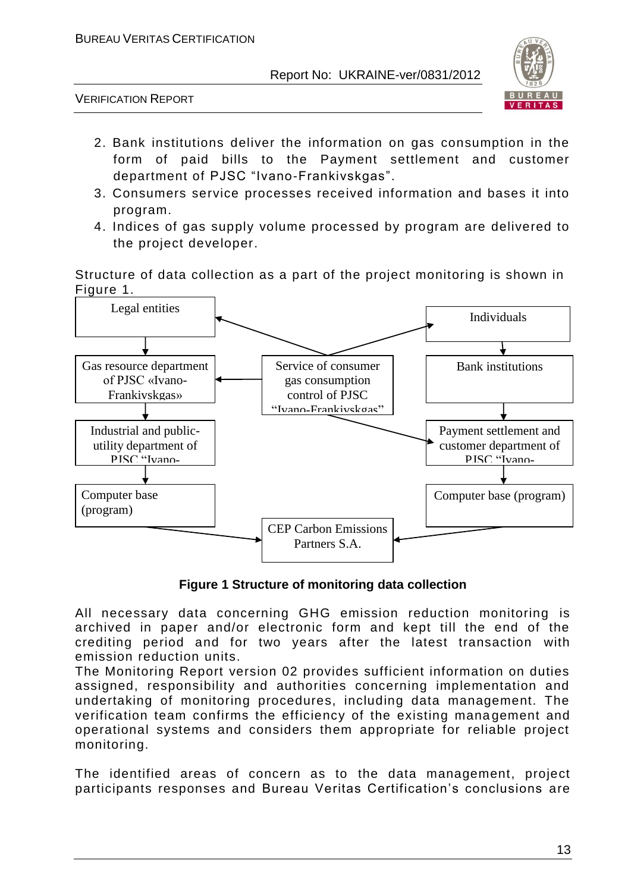2. Bank institutions deliver the information on gas consumption in the form of paid bills to the Payment settlement and customer department of PJSC "Ivano-Frankivskgas".
3. Consumers service processes received information and bases it into program.
4. Indices of gas supply volume processed by program are delivered to the project developer.

Structure of data collection as a part of the project monitoring is shown in Figure 1.

Legal entities

Individuals

Gas resource department of PJSC «Ivano-Frankivskgas»

Service of consumer gas consumption control of PJSC "Ivano-Frankivskgas"

Bank institutions

Industrial and public-utility department of PJSC "Ivano-

Payment settlement and customer department of PJSC "Ivano-

Computer base (program)

Computer base (program)

CEP Carbon Emissions Partners S.A.

**Figure 1 Structure of monitoring data collection**

All necessary data concerning GHG emission reduction monitoring is archived in paper and/or electronic form and kept till the end of the crediting period and for two years after the latest transaction with emission reduction units.

The Monitoring Report version 02 provides sufficient information on duties assigned, responsibility and authorities concerning implementation and undertaking of monitoring procedures, including data management. The verification team confirms the efficiency of the existing management and operational systems and considers them appropriate for reliable project monitoring.

The identified areas of concern as to the data management, project participants responses and Bureau Veritas Certification's conclusions are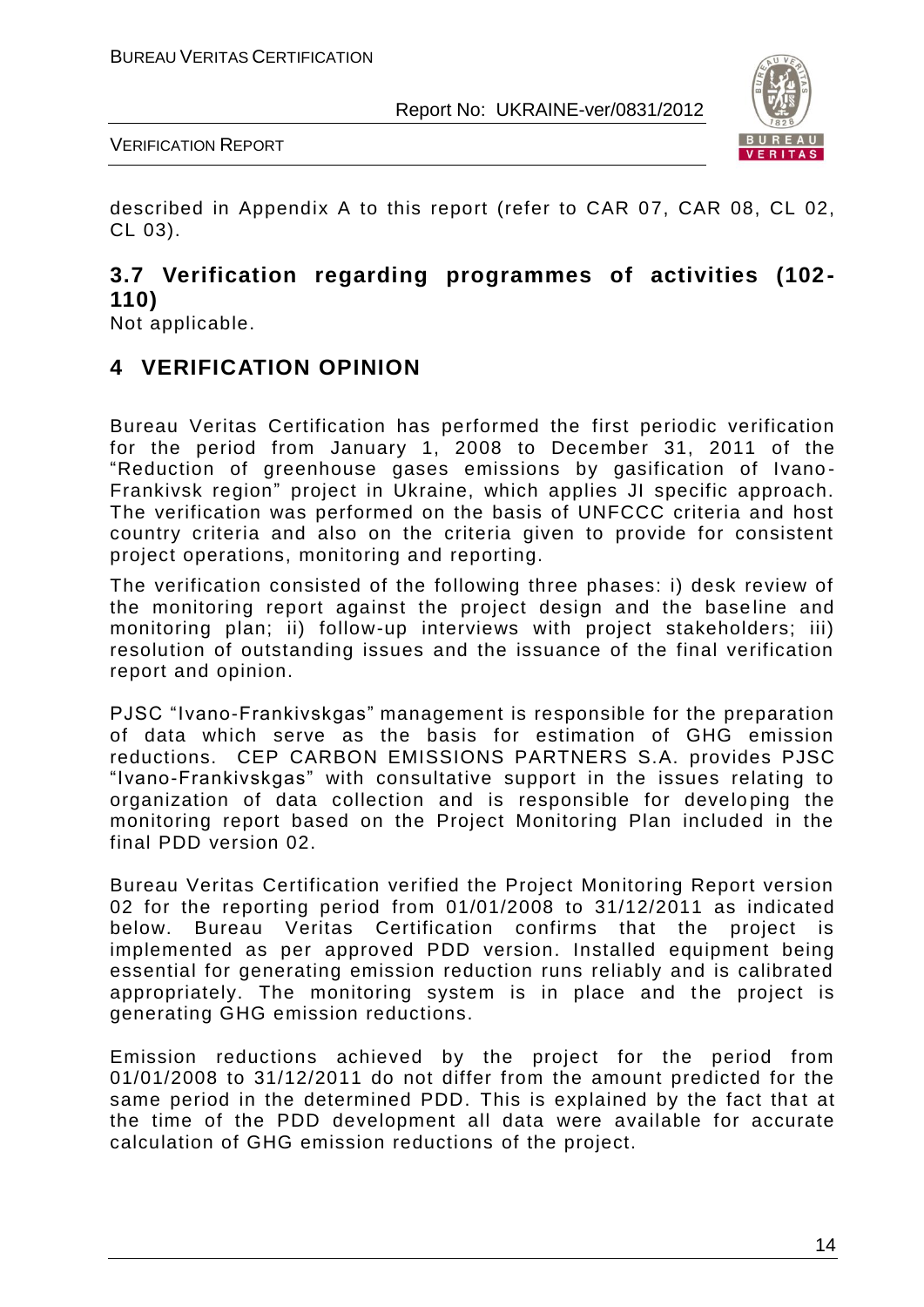described in Appendix A to this report (refer to CAR 07, CAR 08, CL 02, CL 03).

### 3.7 Verification regarding programmes of activities (102-110)

Not applicable.

## 4 VERIFICATION OPINION

Bureau Veritas Certification has performed the first periodic verification for the period from January 1, 2008 to December 31, 2011 of the "Reduction of greenhouse gases emissions by gasification of Ivano-Frankivsk region" project in Ukraine, which applies JI specific approach. The verification was performed on the basis of UNFCCC criteria and host country criteria and also on the criteria given to provide for consistent project operations, monitoring and reporting.

The verification consisted of the following three phases: i) desk review of the monitoring report against the project design and the baseline and monitoring plan; ii) follow-up interviews with project stakeholders; iii) resolution of outstanding issues and the issuance of the final verification report and opinion.

PJSC "Ivano-Frankivskgas" management is responsible for the preparation of data which serve as the basis for estimation of GHG emission reductions. CEP CARBON EMISSIONS PARTNERS S.A. provides PJSC "Ivano-Frankivskgas" with consultative support in the issues relating to organization of data collection and is responsible for developing the monitoring report based on the Project Monitoring Plan included in the final PDD version 02.

Bureau Veritas Certification verified the Project Monitoring Report version 02 for the reporting period from 01/01/2008 to 31/12/2011 as indicated below. Bureau Veritas Certification confirms that the project is implemented as per approved PDD version. Installed equipment being essential for generating emission reduction runs reliably and is calibrated appropriately. The monitoring system is in place and the project is generating GHG emission reductions.

Emission reductions achieved by the project for the period from 01/01/2008 to 31/12/2011 do not differ from the amount predicted for the same period in the determined PDD. This is explained by the fact that at the time of the PDD development all data were available for accurate calculation of GHG emission reductions of the project.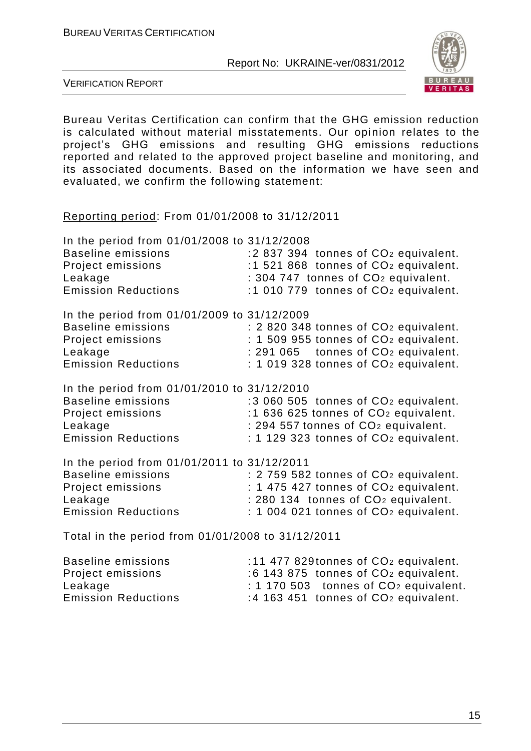Bureau Veritas Certification can confirm that the GHG emission reduction is calculated without material misstatements. Our opinion relates to the project's GHG emissions and resulting GHG emissions reductions reported and related to the approved project baseline and monitoring, and its associated documents. Based on the information we have seen and evaluated, we confirm the following statement:

<u>Reporting period</u>: From 01/01/2008 to 31/12/2011

In the period from 01/01/2008 to 31/12/2008

| | |
|---|---|
| Baseline emissions | :2 837 394 tonnes of $CO_2$ equivalent. |
| Project emissions | :1 521 868 tonnes of $CO_2$ equivalent. |
| Leakage | : 304 747 tonnes of $CO_2$ equivalent. |
| Emission Reductions | :1 010 779 tonnes of $CO_2$ equivalent. |

In the period from 01/01/2009 to 31/12/2009

| | |
|---|---|
| Baseline emissions | : 2 820 348 tonnes of $CO_2$ equivalent. |
| Project emissions | : 1 509 955 tonnes of $CO_2$ equivalent. |
| Leakage | : 291 065 tonnes of $CO_2$ equivalent. |
| Emission Reductions | : 1 019 328 tonnes of $CO_2$ equivalent. |

In the period from 01/01/2010 to 31/12/2010

| | |
|---|---|
| Baseline emissions | :3 060 505 tonnes of $CO_2$ equivalent. |
| Project emissions | :1 636 625 tonnes of $CO_2$ equivalent. |
| Leakage | : 294 557 tonnes of $CO_2$ equivalent. |
| Emission Reductions | : 1 129 323 tonnes of $CO_2$ equivalent. |

In the period from 01/01/2011 to 31/12/2011

| | |
|---|---|
| Baseline emissions | : 2 759 582 tonnes of $CO_2$ equivalent. |
| Project emissions | : 1 475 427 tonnes of $CO_2$ equivalent. |
| Leakage | : 280 134 tonnes of $CO_2$ equivalent. |
| Emission Reductions | : 1 004 021 tonnes of $CO_2$ equivalent. |

Total in the period from 01/01/2008 to 31/12/2011

| | |
|---|---|
| Baseline emissions | :11 477 829tonnes of $CO_2$ equivalent. |
| Project emissions | :6 143 875 tonnes of $CO_2$ equivalent. |
| Leakage | : 1 170 503 tonnes of $CO_2$ equivalent. |
| Emission Reductions | :4 163 451 tonnes of $CO_2$ equivalent. |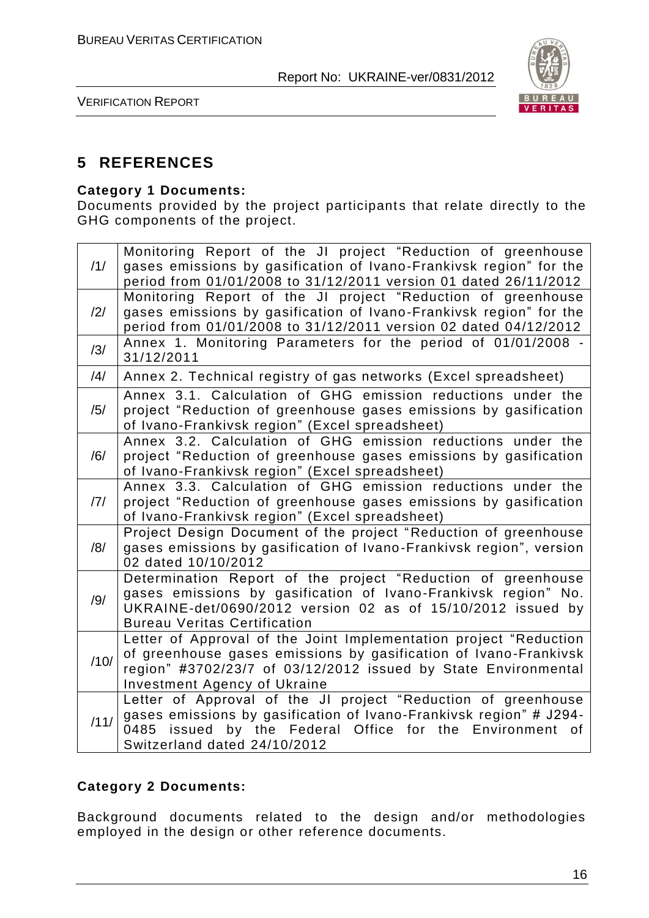# 5 REFERENCES

**Category 1 Documents:**
Documents provided by the project participants that relate directly to the GHG components of the project.

| | |
|---|---|
| /1/ | Monitoring Report of the JI project "Reduction of greenhouse gases emissions by gasification of Ivano-Frankivsk region" for the period from 01/01/2008 to 31/12/2011 version 01 dated 26/11/2012 |
| /2/ | Monitoring Report of the JI project "Reduction of greenhouse gases emissions by gasification of Ivano-Frankivsk region" for the period from 01/01/2008 to 31/12/2011 version 02 dated 04/12/2012 |
| /3/ | Annex 1. Monitoring Parameters for the period of 01/01/2008 - 31/12/2011 |
| /4/ | Annex 2. Technical registry of gas networks (Excel spreadsheet) |
| /5/ | Annex 3.1. Calculation of GHG emission reductions under the project "Reduction of greenhouse gases emissions by gasification of Ivano-Frankivsk region" (Excel spreadsheet) |
| /6/ | Annex 3.2. Calculation of GHG emission reductions under the project "Reduction of greenhouse gases emissions by gasification of Ivano-Frankivsk region" (Excel spreadsheet) |
| /7/ | Annex 3.3. Calculation of GHG emission reductions under the project "Reduction of greenhouse gases emissions by gasification of Ivano-Frankivsk region" (Excel spreadsheet) |
| /8/ | Project Design Document of the project "Reduction of greenhouse gases emissions by gasification of Ivano-Frankivsk region", version 02 dated 10/10/2012 |
| /9/ | Determination Report of the project "Reduction of greenhouse gases emissions by gasification of Ivano-Frankivsk region" No. UKRAINE-det/0690/2012 version 02 as of 15/10/2012 issued by Bureau Veritas Certification |
| /10/ | Letter of Approval of the Joint Implementation project "Reduction of greenhouse gases emissions by gasification of Ivano-Frankivsk region" #3702/23/7 of 03/12/2012 issued by State Environmental Investment Agency of Ukraine |
| /11/ | Letter of Approval of the JI project "Reduction of greenhouse gases emissions by gasification of Ivano-Frankivsk region" # J294-0485 issued by the Federal Office for the Environment of Switzerland dated 24/10/2012 |

**Category 2 Documents:**

Background documents related to the design and/or methodologies employed in the design or other reference documents.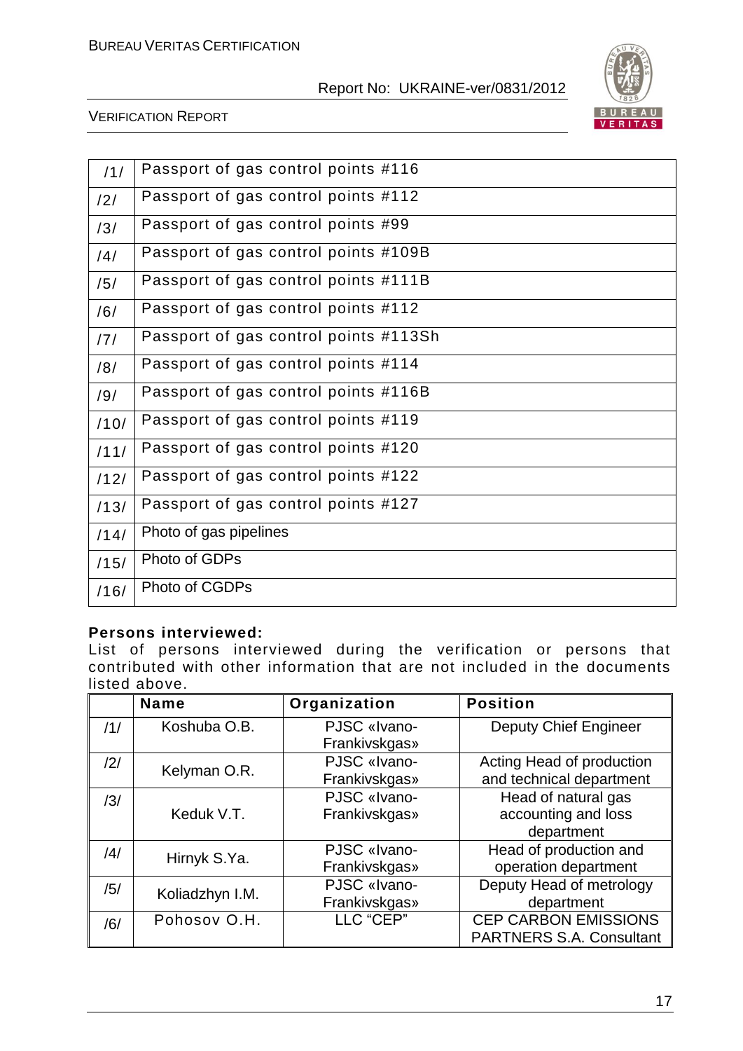| /1/ | Passport of gas control points #116 |
|---|---|
| /2/ | Passport of gas control points #112 |
| /3/ | Passport of gas control points #99 |
| /4/ | Passport of gas control points #109B |
| /5/ | Passport of gas control points #111B |
| /6/ | Passport of gas control points #112 |
| /7/ | Passport of gas control points #113Sh |
| /8/ | Passport of gas control points #114 |
| /9/ | Passport of gas control points #116B |
| /10/ | Passport of gas control points #119 |
| /11/ | Passport of gas control points #120 |
| /12/ | Passport of gas control points #122 |
| /13/ | Passport of gas control points #127 |
| /14/ | Photo of gas pipelines |
| /15/ | Photo of GDPs |
| /16/ | Photo of CGDPs |

**Persons interviewed:**
List of persons interviewed during the verification or persons that contributed with other information that are not included in the documents listed above.

| | Name | Organization | Position |
|---|---|---|---|
| /1/ | Koshuba O.B. | PJSC «Ivano-Frankivskgas» | Deputy Chief Engineer |
| /2/ | Kelyman O.R. | PJSC «Ivano-Frankivskgas» | Acting Head of production and technical department |
| /3/ | Keduk V.T. | PJSC «Ivano-Frankivskgas» | Head of natural gas accounting and loss department |
| /4/ | Hirnyk S.Ya. | PJSC «Ivano-Frankivskgas» | Head of production and operation department |
| /5/ | Koliadzhyn I.M. | PJSC «Ivano-Frankivskgas» | Deputy Head of metrology department |
| /6/ | Pohosov O.H. | LLC "CEP" | CEP CARBON EMISSIONS PARTNERS S.A. Consultant |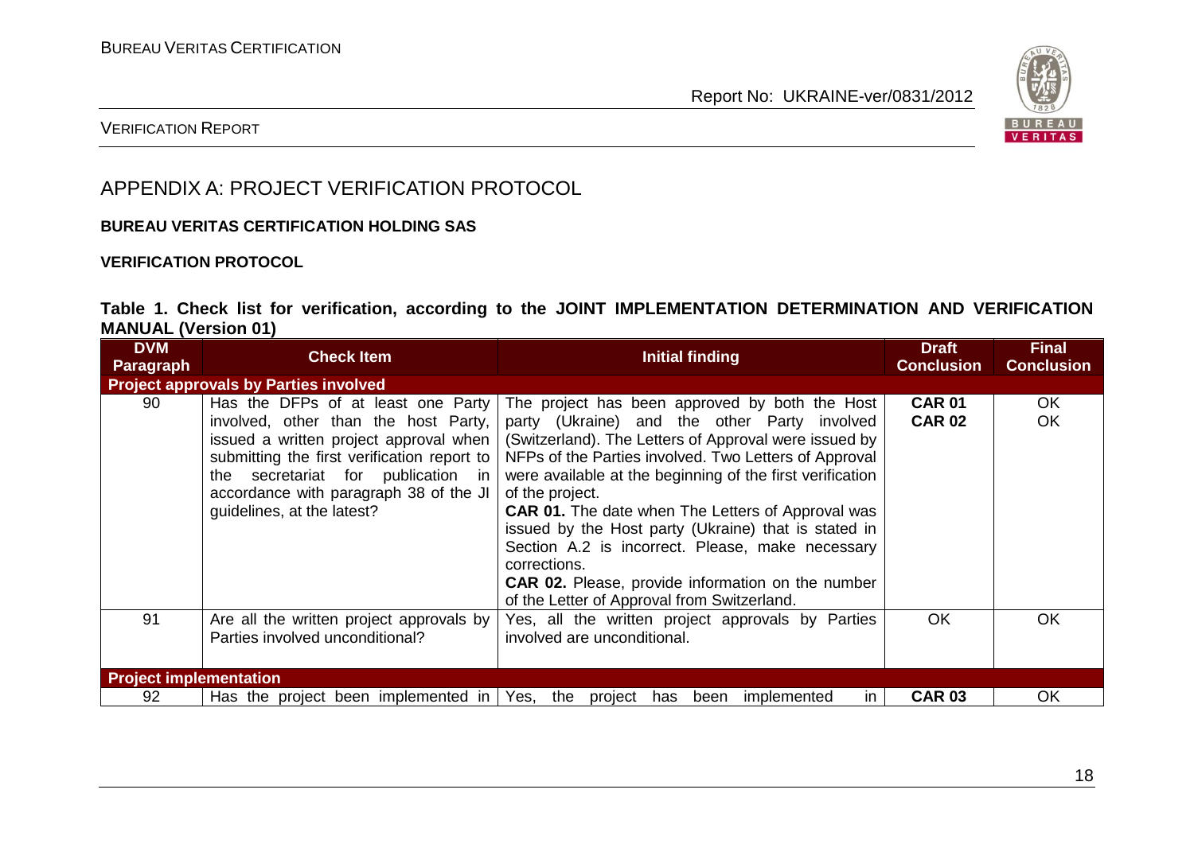# APPENDIX A: PROJECT VERIFICATION PROTOCOL

**BUREAU VERITAS CERTIFICATION HOLDING SAS**

**VERIFICATION PROTOCOL**

**Table 1. Check list for verification, according to the JOINT IMPLEMENTATION DETERMINATION AND VERIFICATION MANUAL (Version 01)**

| DVM Paragraph | Check Item | Initial finding | Draft Conclusion | Final Conclusion |
|---|---|---|---|---|
| **Project approvals by Parties involved** | | | | |
| 90 | Has the DFPs of at least one Party involved, other than the host Party, issued a written project approval when submitting the first verification report to the secretariat for publication in accordance with paragraph 38 of the JI guidelines, at the latest? | The project has been approved by both the Host party (Ukraine) and the other Party involved (Switzerland). The Letters of Approval were issued by NFPs of the Parties involved. Two Letters of Approval were available at the beginning of the first verification of the project.<br>**CAR 01.** The date when The Letters of Approval was issued by the Host party (Ukraine) that is stated in Section A.2 is incorrect. Please, make necessary corrections.<br>**CAR 02.** Please, provide information on the number of the Letter of Approval from Switzerland. | **CAR 01**<br>**CAR 02** | OK<br>OK |
| 91 | Are all the written project approvals by Parties involved unconditional? | Yes, all the written project approvals by Parties involved are unconditional. | OK | OK |
| **Project implementation** | | | | |
| 92 | Has the project been implemented in | Yes, the project has been implemented in | **CAR 03** | OK |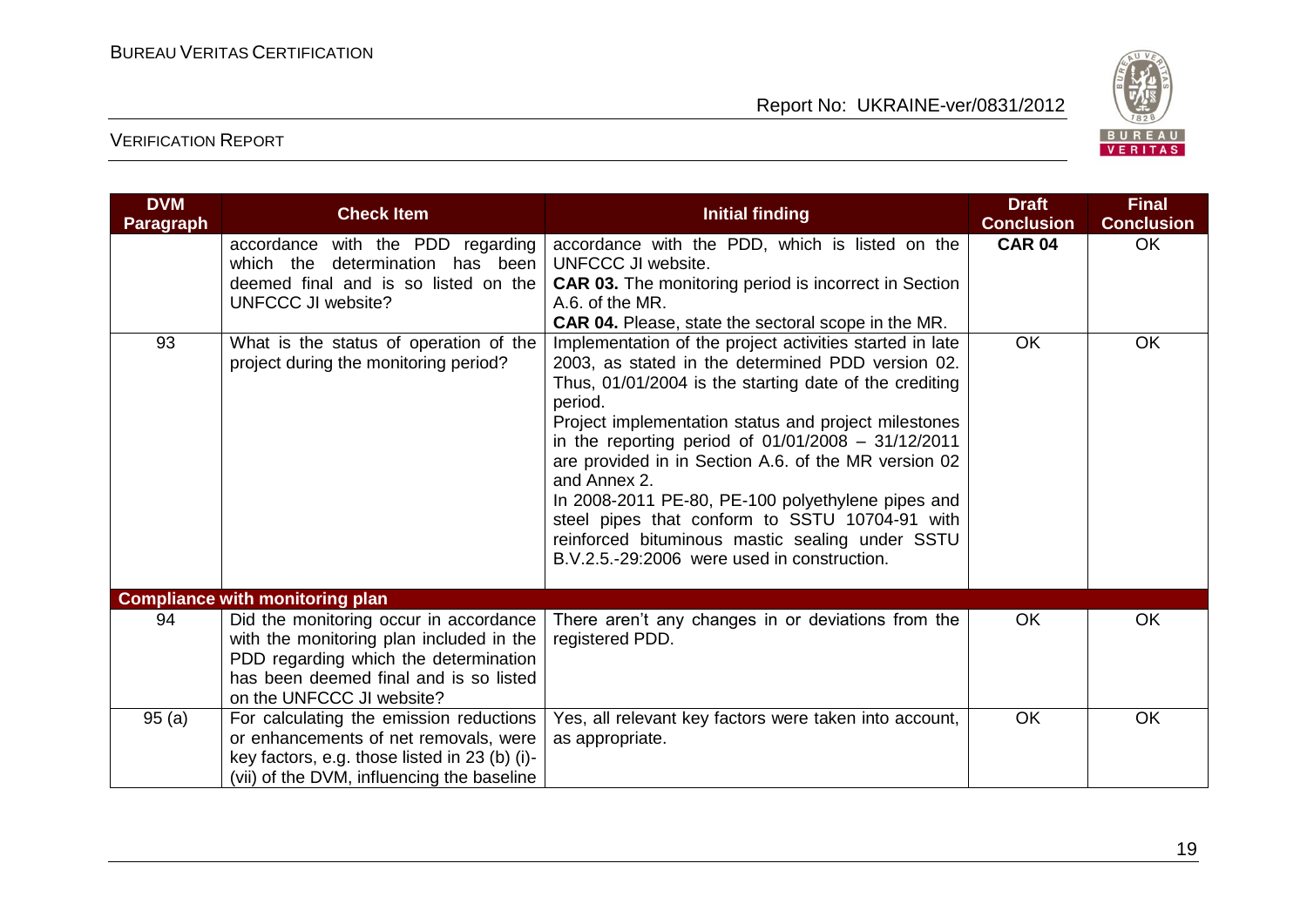| DVM Paragraph | Check Item | Initial finding | Draft Conclusion | Final Conclusion |
|---|---|---|---|---|
| | accordance with the PDD regarding which the determination has been deemed final and is so listed on the UNFCCC JI website? | accordance with the PDD, which is listed on the UNFCCC JI website.<br>**CAR 03.** The monitoring period is incorrect in Section A.6. of the MR.<br>**CAR 04.** Please, state the sectoral scope in the MR. | **CAR 04** | OK |
| 93 | What is the status of operation of the project during the monitoring period? | Implementation of the project activities started in late 2003, as stated in the determined PDD version 02. Thus, 01/01/2004 is the starting date of the crediting period.<br>Project implementation status and project milestones in the reporting period of 01/01/2008 – 31/12/2011 are provided in in Section A.6. of the MR version 02 and Annex 2.<br>In 2008-2011 PE-80, PE-100 polyethylene pipes and steel pipes that conform to SSTU 10704-91 with reinforced bituminous mastic sealing under SSTU B.V.2.5.-29:2006 were used in construction. | OK | OK |
| **Compliance with monitoring plan** | | | | |
| 94 | Did the monitoring occur in accordance with the monitoring plan included in the PDD regarding which the determination has been deemed final and is so listed on the UNFCCC JI website? | There aren't any changes in or deviations from the registered PDD. | OK | OK |
| 95 (a) | For calculating the emission reductions or enhancements of net removals, were key factors, e.g. those listed in 23 (b) (i)-(vii) of the DVM, influencing the baseline | Yes, all relevant key factors were taken into account, as appropriate. | OK | OK |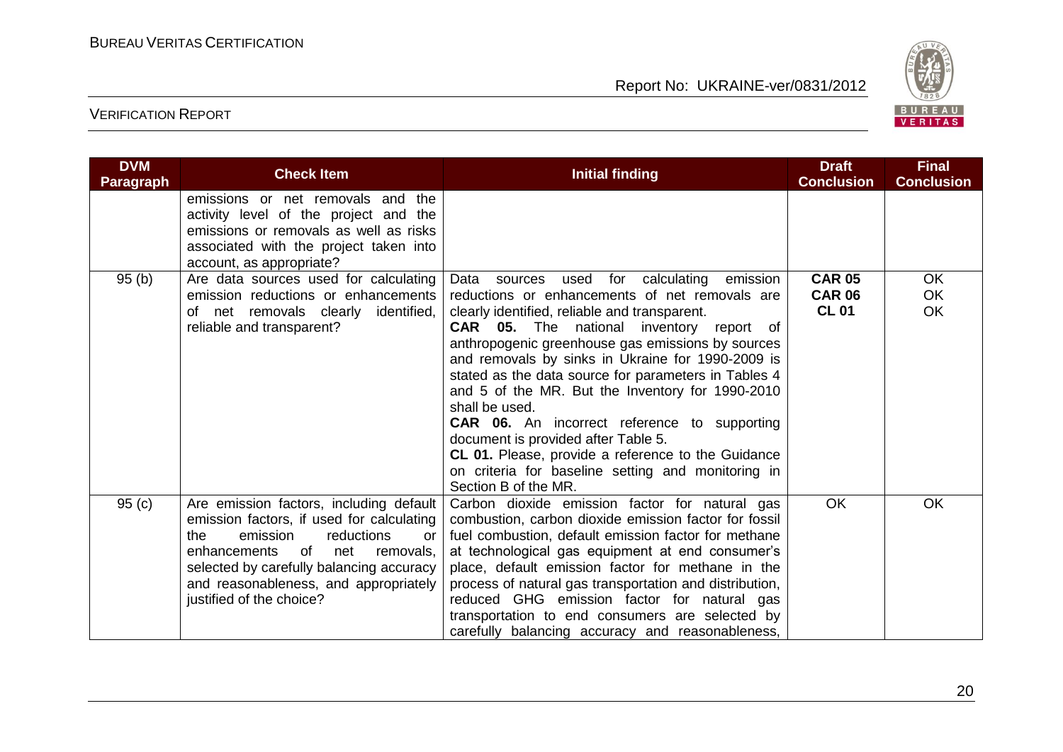| DVM Paragraph | Check Item | Initial finding | Draft Conclusion | Final Conclusion |
|---|---|---|---|---|
| | emissions or net removals and the activity level of the project and the emissions or removals as well as risks associated with the project taken into account, as appropriate? | | | |
| 95 (b) | Are data sources used for calculating emission reductions or enhancements of net removals clearly identified, reliable and transparent? | Data sources used for calculating emission reductions or enhancements of net removals are clearly identified, reliable and transparent.<br>**CAR 05.** The national inventory report of anthropogenic greenhouse gas emissions by sources and removals by sinks in Ukraine for 1990-2009 is stated as the data source for parameters in Tables 4 and 5 of the MR. But the Inventory for 1990-2010 shall be used.<br>**CAR 06.** An incorrect reference to supporting document is provided after Table 5.<br>**CL 01.** Please, provide a reference to the Guidance on criteria for baseline setting and monitoring in Section B of the MR. | **CAR 05**<br>**CAR 06**<br>**CL 01** | OK<br>OK<br>OK |
| 95 (c) | Are emission factors, including default emission factors, if used for calculating the emission reductions or enhancements of net removals, selected by carefully balancing accuracy and reasonableness, and appropriately justified of the choice? | Carbon dioxide emission factor for natural gas combustion, carbon dioxide emission factor for fossil fuel combustion, default emission factor for methane at technological gas equipment at end consumer's place, default emission factor for methane in the process of natural gas transportation and distribution, reduced GHG emission factor for natural gas transportation to end consumers are selected by carefully balancing accuracy and reasonableness, | OK | OK |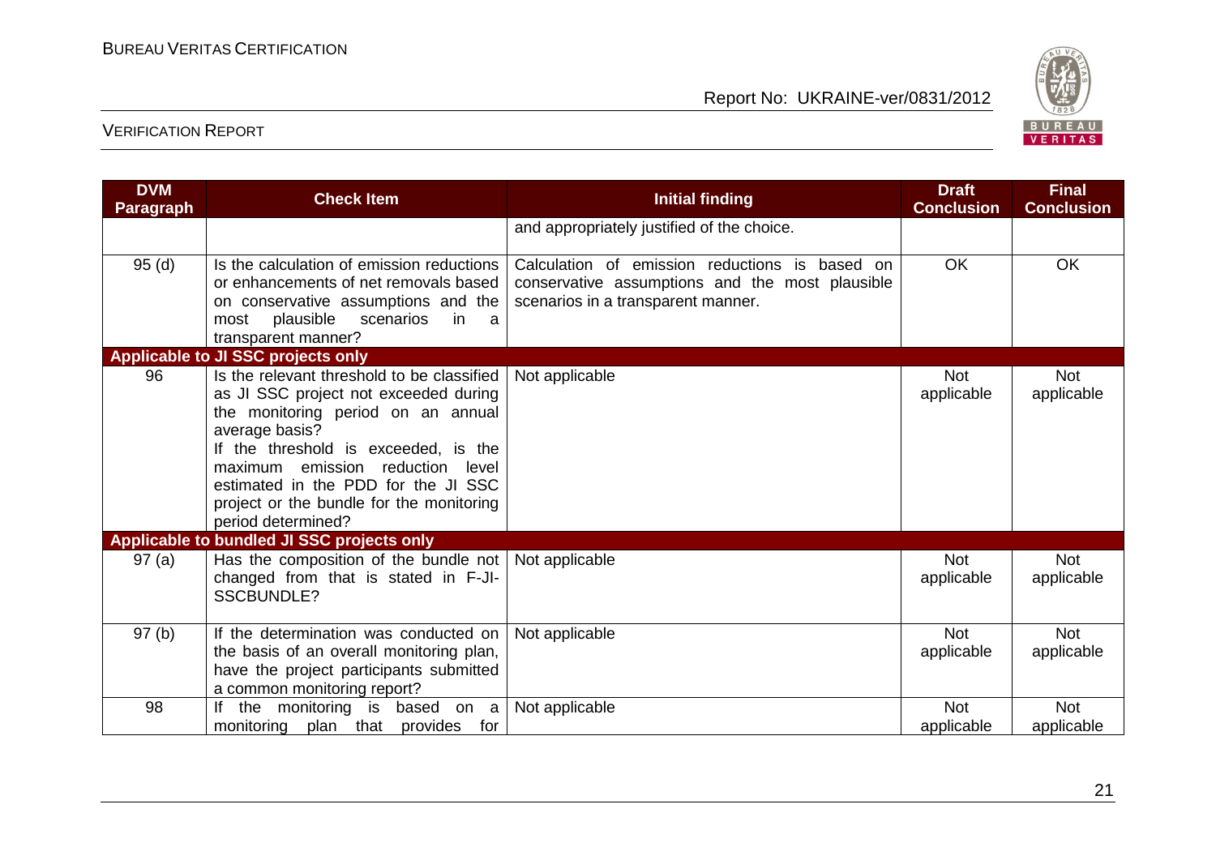| DVM Paragraph | Check Item | Initial finding | Draft Conclusion | Final Conclusion |
|---|---|---|---|---|
| | | and appropriately justified of the choice. | | |
| 95 (d) | Is the calculation of emission reductions or enhancements of net removals based on conservative assumptions and the most plausible scenarios in a transparent manner? | Calculation of emission reductions is based on conservative assumptions and the most plausible scenarios in a transparent manner. | OK | OK |
| **Applicable to JI SSC projects only** | | | | |
| 96 | Is the relevant threshold to be classified as JI SSC project not exceeded during the monitoring period on an annual average basis? If the threshold is exceeded, is the maximum emission reduction level estimated in the PDD for the JI SSC project or the bundle for the monitoring period determined? | Not applicable | Not applicable | Not applicable |
| **Applicable to bundled JI SSC projects only** | | | | |
| 97 (a) | Has the composition of the bundle not changed from that is stated in F-JI-SSCBUNDLE? | Not applicable | Not applicable | Not applicable |
| 97 (b) | If the determination was conducted on the basis of an overall monitoring plan, have the project participants submitted a common monitoring report? | Not applicable | Not applicable | Not applicable |
| 98 | If the monitoring is based on a monitoring plan that provides for | Not applicable | Not applicable | Not applicable |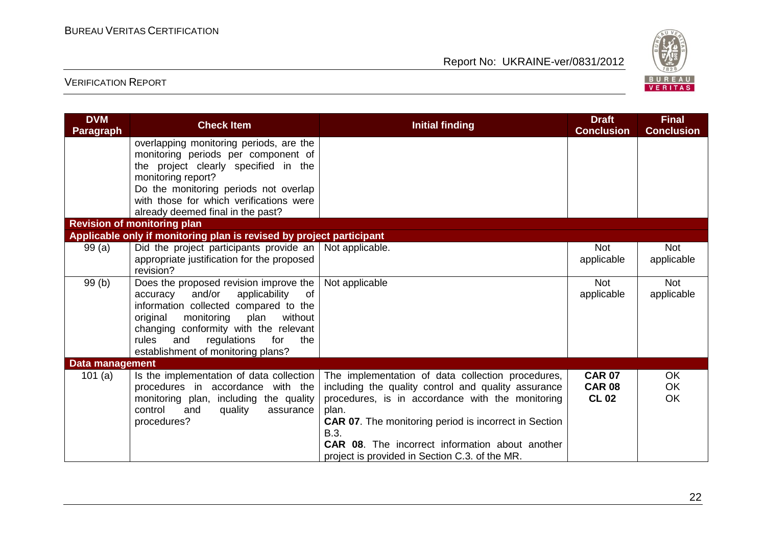| DVM Paragraph | Check Item | Initial finding | Draft Conclusion | Final Conclusion |
|---|---|---|---|---|
| | overlapping monitoring periods, are the monitoring periods per component of the project clearly specified in the monitoring report? Do the monitoring periods not overlap with those for which verifications were already deemed final in the past? | | | |
| **Revision of monitoring plan** | | | | |
| **Applicable only if monitoring plan is revised by project participant** | | | | |
| 99 (a) | Did the project participants provide an appropriate justification for the proposed revision? | Not applicable. | Not applicable | Not applicable |
| 99 (b) | Does the proposed revision improve the accuracy and/or applicability of information collected compared to the original monitoring plan without changing conformity with the relevant rules and regulations for the establishment of monitoring plans? | Not applicable | Not applicable | Not applicable |
| **Data management** | | | | |
| 101 (a) | Is the implementation of data collection procedures in accordance with the monitoring plan, including the quality control and quality assurance procedures? | The implementation of data collection procedures, including the quality control and quality assurance procedures, is in accordance with the monitoring plan.<br>**CAR 07**. The monitoring period is incorrect in Section B.3.<br>**CAR 08**. The incorrect information about another project is provided in Section C.3. of the MR. | **CAR 07**<br>**CAR 08**<br>**CL 02** | OK<br>OK<br>OK |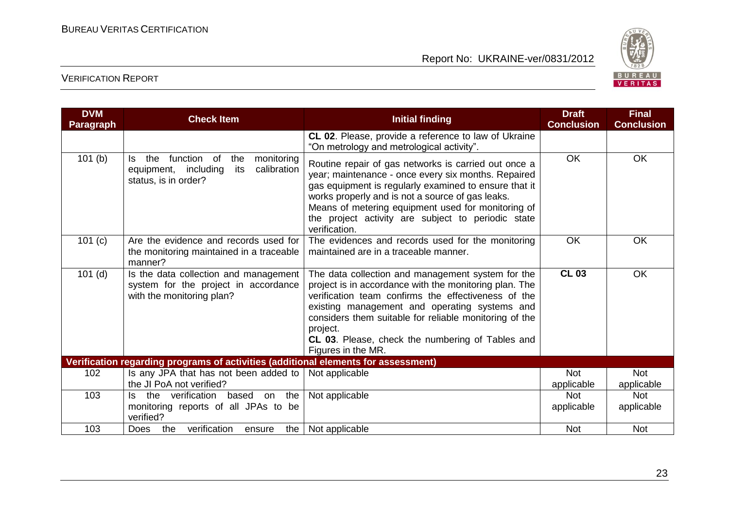| DVM Paragraph | Check Item | Initial finding | Draft Conclusion | Final Conclusion |
|---|---|---|---|---|
| | | **CL 02**. Please, provide a reference to law of Ukraine "On metrology and metrological activity". | | |
| 101 (b) | Is the function of the monitoring equipment, including its calibration status, is in order? | Routine repair of gas networks is carried out once a year; maintenance - once every six months. Repaired gas equipment is regularly examined to ensure that it works properly and is not a source of gas leaks. Means of metering equipment used for monitoring of the project activity are subject to periodic state verification. | OK | OK |
| 101 (c) | Are the evidence and records used for the monitoring maintained in a traceable manner? | The evidences and records used for the monitoring maintained are in a traceable manner. | OK | OK |
| 101 (d) | Is the data collection and management system for the project in accordance with the monitoring plan? | The data collection and management system for the project is in accordance with the monitoring plan. The verification team confirms the effectiveness of the existing management and operating systems and considers them suitable for reliable monitoring of the project. **CL 03**. Please, check the numbering of Tables and Figures in the MR. | **CL 03** | OK |
| **Verification regarding programs of activities (additional elements for assessment)** | | | | |
| 102 | Is any JPA that has not been added to the JI PoA not verified? | Not applicable | Not applicable | Not applicable |
| 103 | Is the verification based on the monitoring reports of all JPAs to be verified? | Not applicable | Not applicable | Not applicable |
| 103 | Does the verification ensure the | Not applicable | Not | Not |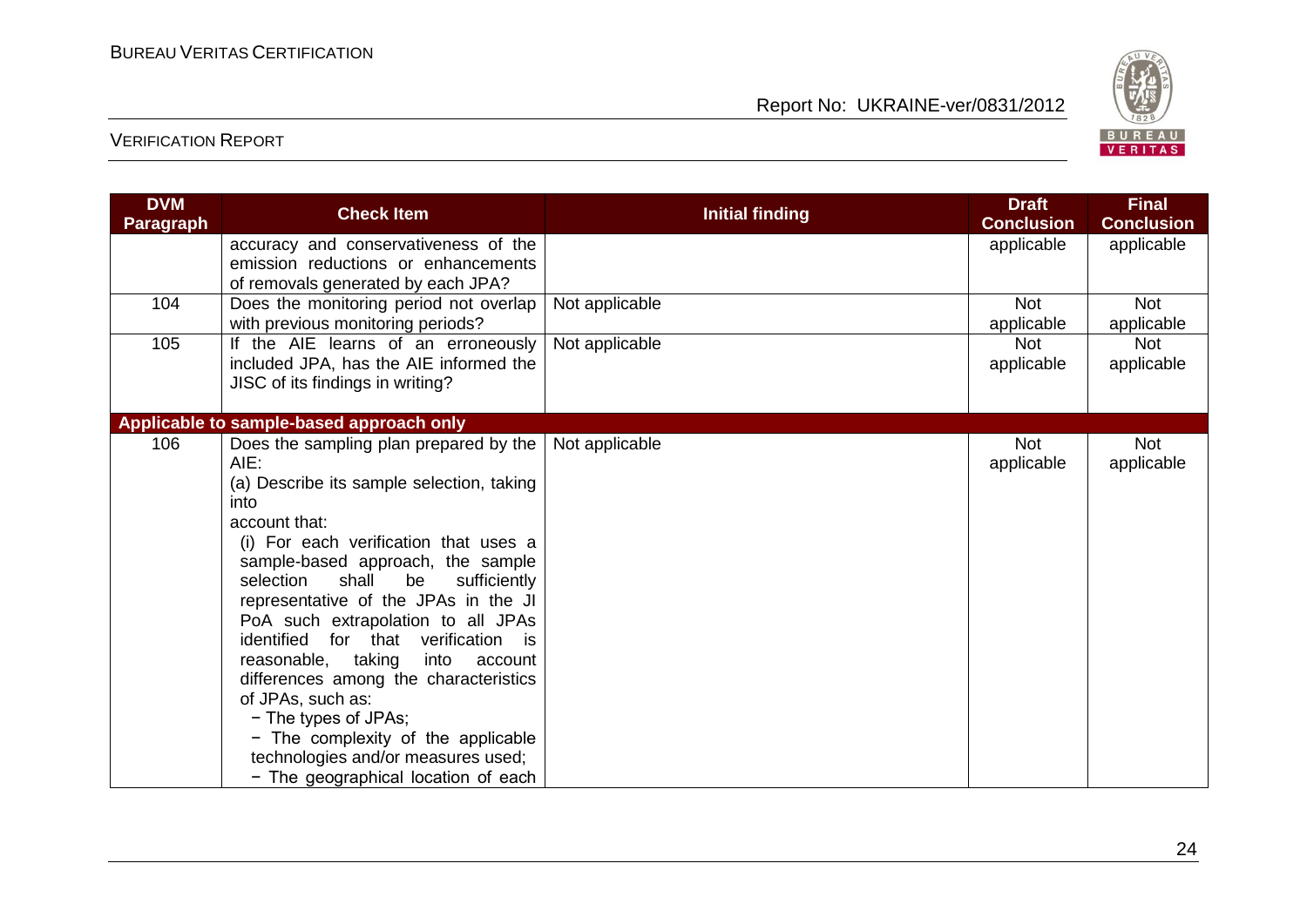| DVM Paragraph | Check Item | Initial finding | Draft Conclusion | Final Conclusion |
|---|---|---|---|---|
| | accuracy and conservativeness of the emission reductions or enhancements of removals generated by each JPA? | | applicable | applicable |
| 104 | Does the monitoring period not overlap with previous monitoring periods? | Not applicable | Not applicable | Not applicable |
| 105 | If the AIE learns of an erroneously included JPA, has the AIE informed the JISC of its findings in writing? | Not applicable | Not applicable | Not applicable |
| **Applicable to sample-based approach only** | | | | |
| 106 | Does the sampling plan prepared by the AIE:<br>(a) Describe its sample selection, taking into<br>account that:<br>(i) For each verification that uses a sample-based approach, the sample selection shall be sufficiently representative of the JPAs in the JI PoA such extrapolation to all JPAs identified for that verification is reasonable, taking into account differences among the characteristics of JPAs, such as:<br>− The types of JPAs;<br>− The complexity of the applicable technologies and/or measures used;<br>− The geographical location of each | Not applicable | Not applicable | Not applicable |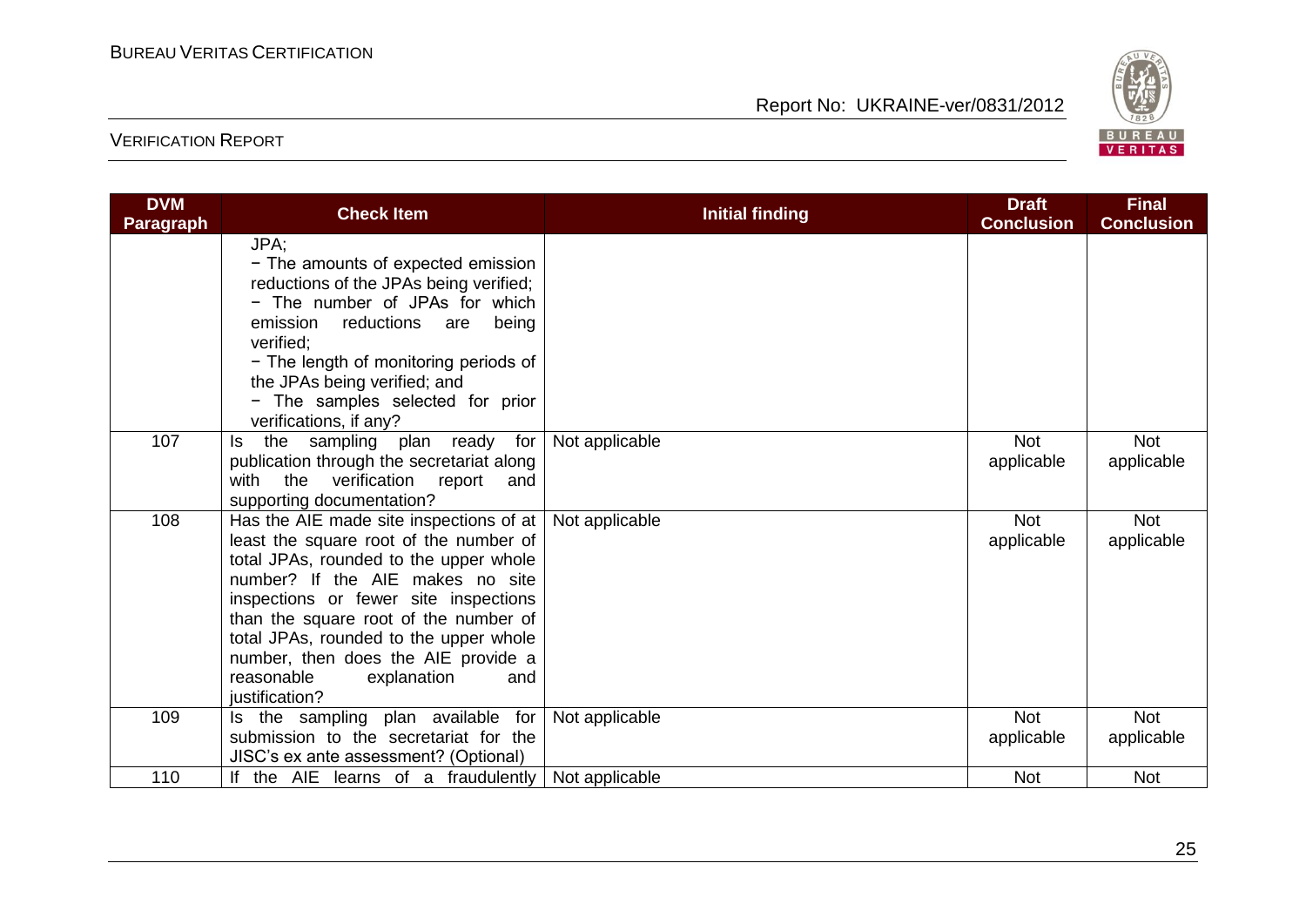| DVM Paragraph | Check Item | Initial finding | Draft Conclusion | Final Conclusion |
|---|---|---|---|---|
| | JPA;<br>− The amounts of expected emission reductions of the JPAs being verified;<br>− The number of JPAs for which emission reductions are being verified;<br>− The length of monitoring periods of the JPAs being verified; and<br>− The samples selected for prior verifications, if any? | | | |
| 107 | Is the sampling plan ready for publication through the secretariat along with the verification report and supporting documentation? | Not applicable | Not applicable | Not applicable |
| 108 | Has the AIE made site inspections of at least the square root of the number of total JPAs, rounded to the upper whole number? If the AIE makes no site inspections or fewer site inspections than the square root of the number of total JPAs, rounded to the upper whole number, then does the AIE provide a reasonable explanation and justification? | Not applicable | Not applicable | Not applicable |
| 109 | Is the sampling plan available for submission to the secretariat for the JISC's ex ante assessment? (Optional) | Not applicable | Not applicable | Not applicable |
| 110 | If the AIE learns of a fraudulently | Not applicable | Not | Not |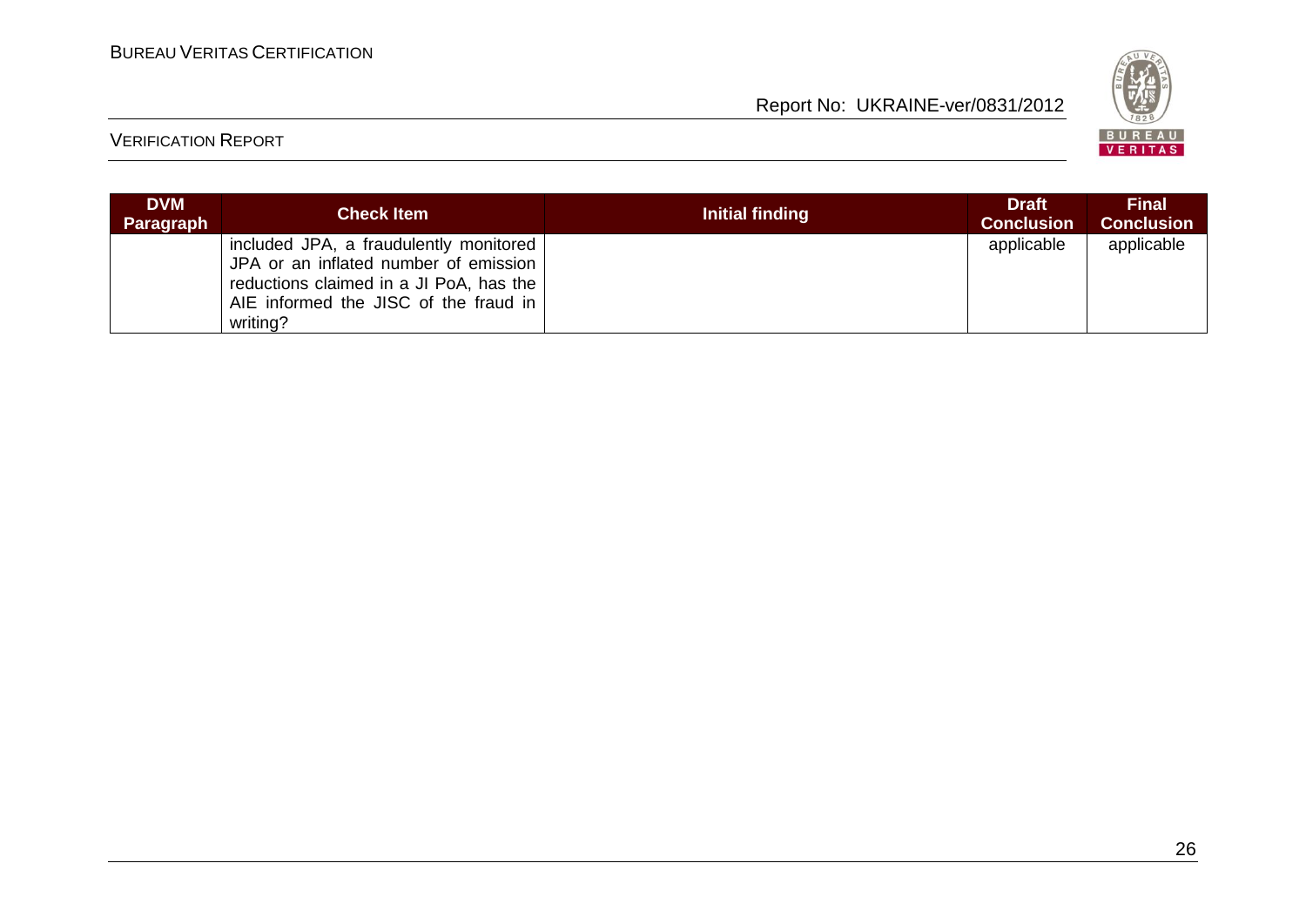| DVM Paragraph | Check Item | Initial finding | Draft Conclusion | Final Conclusion |
|---|---|---|---|---|
| | included JPA, a fraudulently monitored JPA or an inflated number of emission reductions claimed in a JI PoA, has the AIE informed the JISC of the fraud in writing? | | applicable | applicable |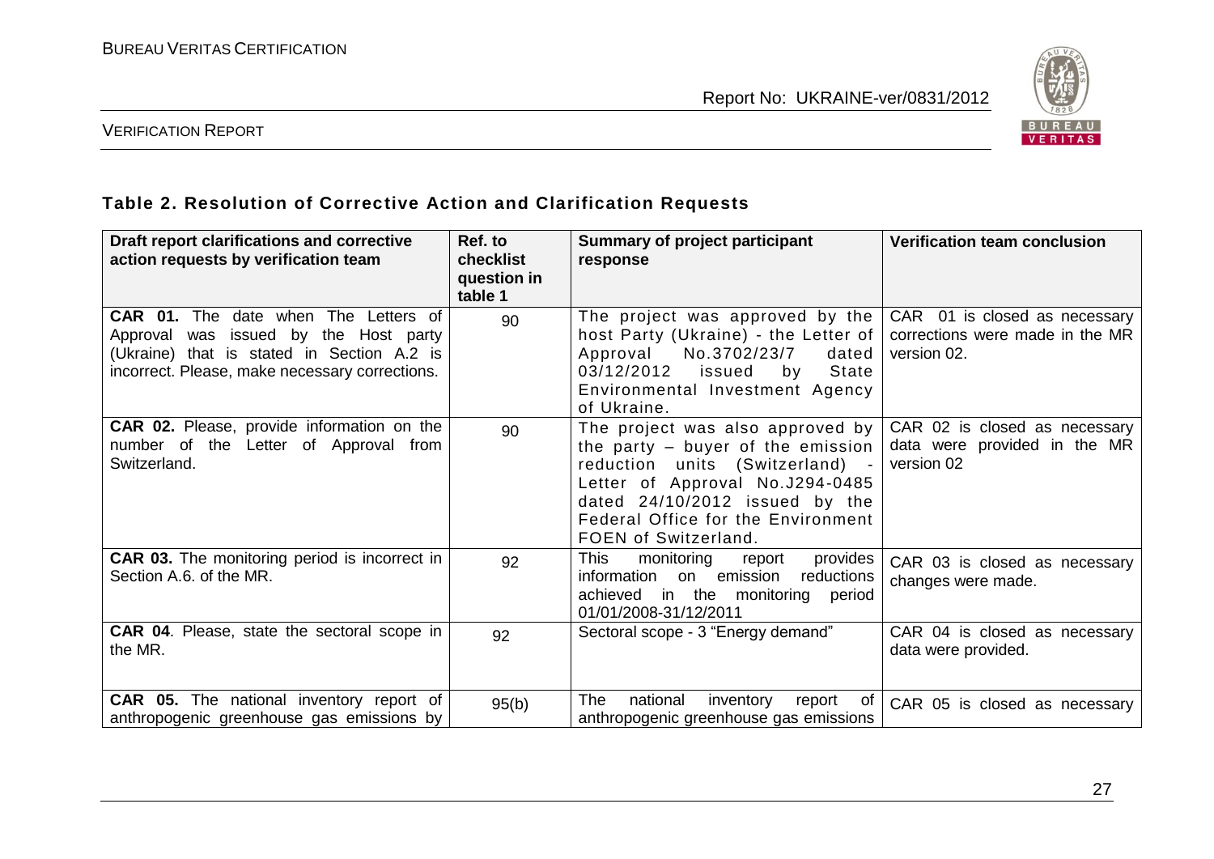### Table 2. Resolution of Corrective Action and Clarification Requests

| Draft report clarifications and corrective action requests by verification team | Ref. to checklist question in table 1 | Summary of project participant response | Verification team conclusion |
|---|---|---|---|
| **CAR 01.** The date when The Letters of Approval was issued by the Host party (Ukraine) that is stated in Section A.2 is incorrect. Please, make necessary corrections. | 90 | The project was approved by the host Party (Ukraine) - the Letter of Approval No.3702/23/7 dated 03/12/2012 issued by State Environmental Investment Agency of Ukraine. | CAR 01 is closed as necessary corrections were made in the MR version 02. |
| **CAR 02.** Please, provide information on the number of the Letter of Approval from Switzerland. | 90 | The project was also approved by the party – buyer of the emission reduction units (Switzerland) - Letter of Approval No.J294-0485 dated 24/10/2012 issued by the Federal Office for the Environment FOEN of Switzerland. | CAR 02 is closed as necessary data were provided in the MR version 02 |
| **CAR 03.** The monitoring period is incorrect in Section A.6. of the MR. | 92 | This monitoring report provides information on emission reductions achieved in the monitoring period 01/01/2008-31/12/2011 | CAR 03 is closed as necessary changes were made. |
| **CAR 04**. Please, state the sectoral scope in the MR. | 92 | Sectoral scope - 3 "Energy demand" | CAR 04 is closed as necessary data were provided. |
| **CAR 05.** The national inventory report of anthropogenic greenhouse gas emissions by | 95(b) | The national inventory report of anthropogenic greenhouse gas emissions | CAR 05 is closed as necessary |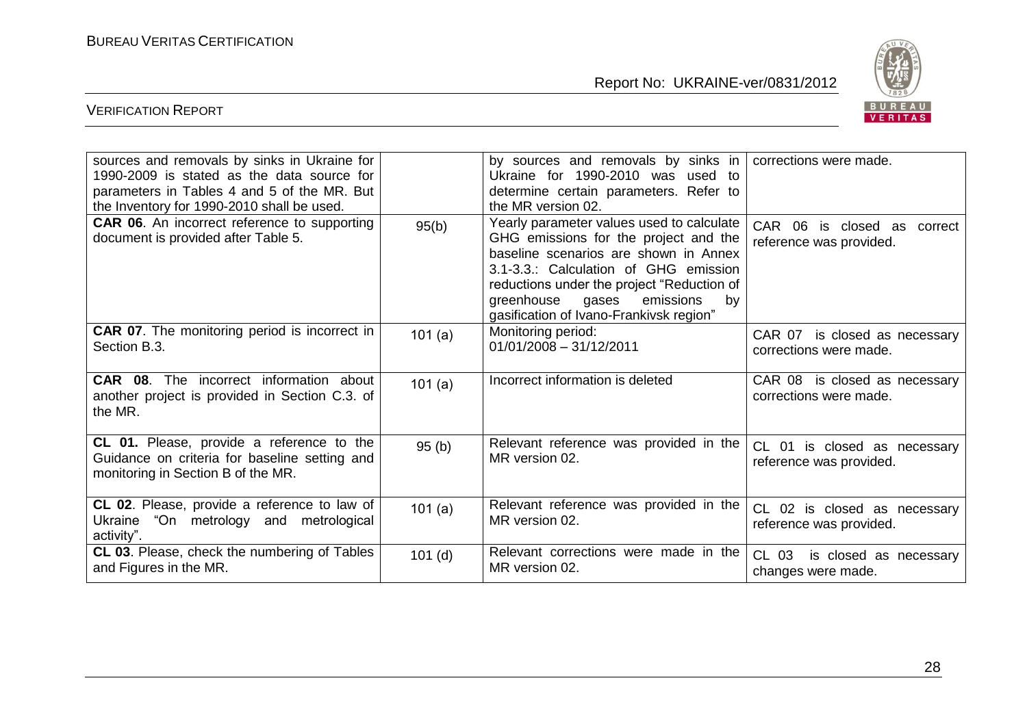| | | | |
|---|---|---|---|
| sources and removals by sinks in Ukraine for 1990-2009 is stated as the data source for parameters in Tables 4 and 5 of the MR. But the Inventory for 1990-2010 shall be used. | | by sources and removals by sinks in Ukraine for 1990-2010 was used to determine certain parameters. Refer to the MR version 02. | corrections were made. |
| **CAR 06**. An incorrect reference to supporting document is provided after Table 5. | 95(b) | Yearly parameter values used to calculate GHG emissions for the project and the baseline scenarios are shown in Annex 3.1-3.3.: Calculation of GHG emission reductions under the project "Reduction of greenhouse gases emissions by gasification of Ivano-Frankivsk region" | CAR 06 is closed as correct reference was provided. |
| **CAR 07**. The monitoring period is incorrect in Section B.3. | 101 (a) | Monitoring period: 01/01/2008 – 31/12/2011 | CAR 07 is closed as necessary corrections were made. |
| **CAR 08**. The incorrect information about another project is provided in Section C.3. of the MR. | 101 (a) | Incorrect information is deleted | CAR 08 is closed as necessary corrections were made. |
| **CL 01.** Please, provide a reference to the Guidance on criteria for baseline setting and monitoring in Section B of the MR. | 95 (b) | Relevant reference was provided in the MR version 02. | CL 01 is closed as necessary reference was provided. |
| **CL 02**. Please, provide a reference to law of Ukraine "On metrology and metrological activity". | 101 (a) | Relevant reference was provided in the MR version 02. | CL 02 is closed as necessary reference was provided. |
| **CL 03**. Please, check the numbering of Tables and Figures in the MR. | 101 (d) | Relevant corrections were made in the MR version 02. | CL 03 is closed as necessary changes were made. |